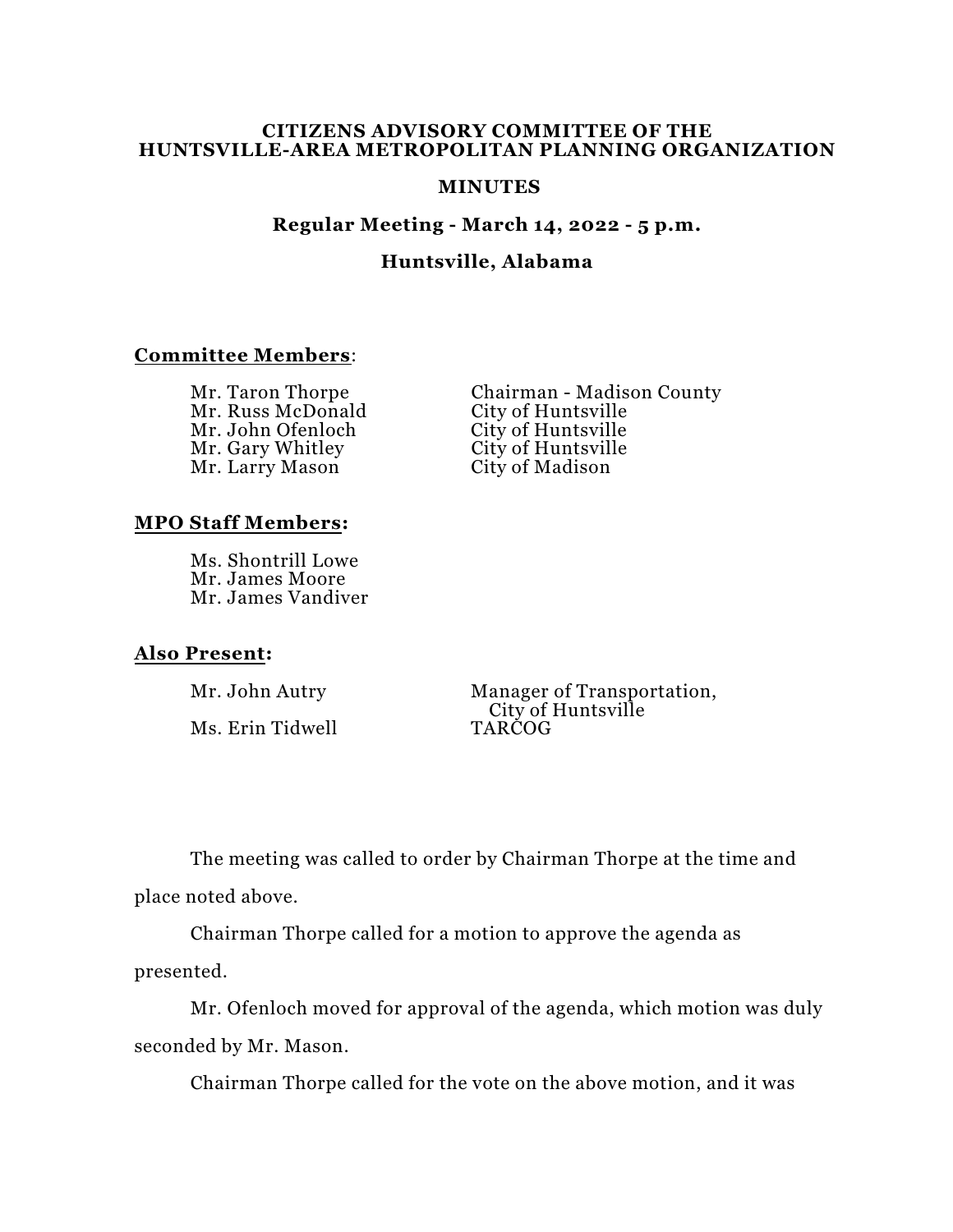# CITIZENS ADVISORY COMMITTEE OF THE HUNTSVILLE-AREA METROPOLITAN PLANNING ORGANIZATION

## MINUTES

### Regular Meeting - March 14, 2022 - 5 p.m.

### Huntsville, Alabama

**Committee Members**:

| | |
|---|---|
| Mr. Taron Thorpe | Chairman - Madison County |
| Mr. Russ McDonald | City of Huntsville |
| Mr. John Ofenloch | City of Huntsville |
| Mr. Gary Whitley | City of Huntsville |
| Mr. Larry Mason | City of Madison |

**MPO Staff Members:**

Ms. Shontrill Lowe
Mr. James Moore
Mr. James Vandiver

**Also Present:**

| | |
|---|---|
| Mr. John Autry | Manager of Transportation, City of Huntsville |
| Ms. Erin Tidwell | TARCOG |

The meeting was called to order by Chairman Thorpe at the time and place noted above.

Chairman Thorpe called for a motion to approve the agenda as presented.

Mr. Ofenloch moved for approval of the agenda, which motion was duly seconded by Mr. Mason.

Chairman Thorpe called for the vote on the above motion, and it was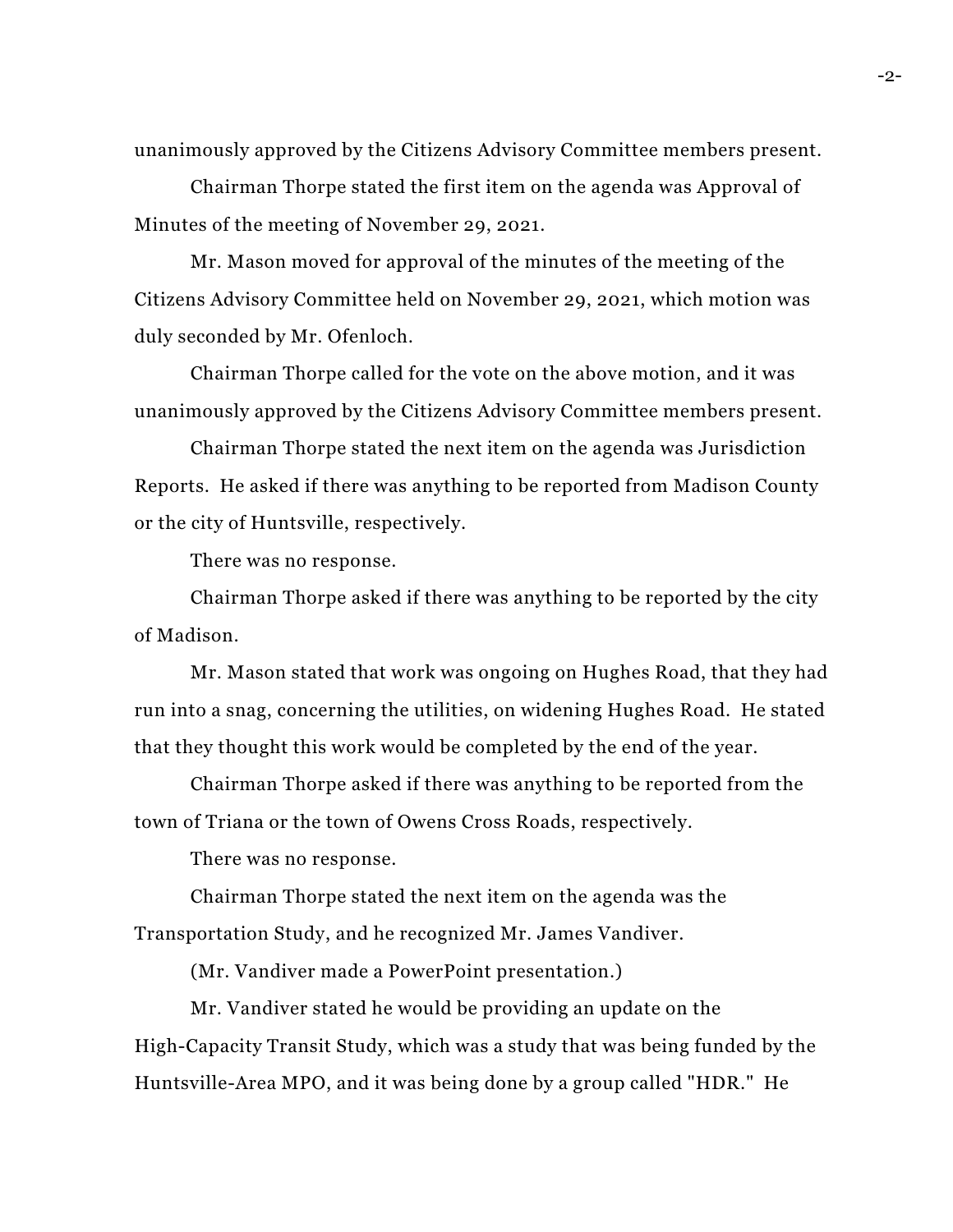unanimously approved by the Citizens Advisory Committee members present.

Chairman Thorpe stated the first item on the agenda was Approval of Minutes of the meeting of November 29, 2021.

Mr. Mason moved for approval of the minutes of the meeting of the Citizens Advisory Committee held on November 29, 2021, which motion was duly seconded by Mr. Ofenloch.

Chairman Thorpe called for the vote on the above motion, and it was unanimously approved by the Citizens Advisory Committee members present.

Chairman Thorpe stated the next item on the agenda was Jurisdiction Reports. He asked if there was anything to be reported from Madison County or the city of Huntsville, respectively.

There was no response.

Chairman Thorpe asked if there was anything to be reported by the city of Madison.

Mr. Mason stated that work was ongoing on Hughes Road, that they had run into a snag, concerning the utilities, on widening Hughes Road. He stated that they thought this work would be completed by the end of the year.

Chairman Thorpe asked if there was anything to be reported from the town of Triana or the town of Owens Cross Roads, respectively.

There was no response.

Chairman Thorpe stated the next item on the agenda was the Transportation Study, and he recognized Mr. James Vandiver.

(Mr. Vandiver made a PowerPoint presentation.)

Mr. Vandiver stated he would be providing an update on the High-Capacity Transit Study, which was a study that was being funded by the Huntsville-Area MPO, and it was being done by a group called "HDR." He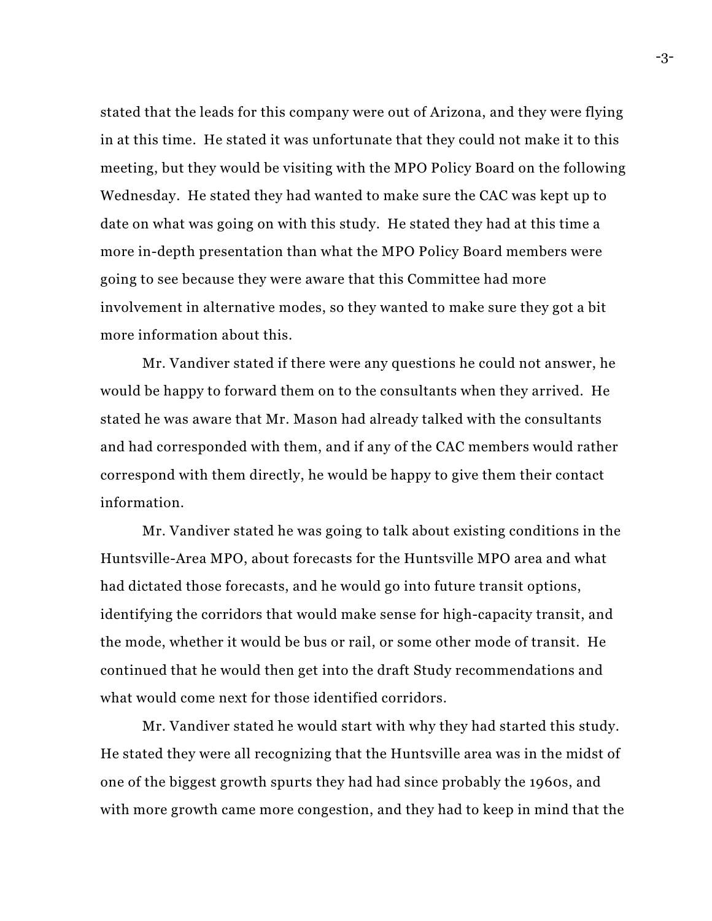stated that the leads for this company were out of Arizona, and they were flying in at this time. He stated it was unfortunate that they could not make it to this meeting, but they would be visiting with the MPO Policy Board on the following Wednesday. He stated they had wanted to make sure the CAC was kept up to date on what was going on with this study. He stated they had at this time a more in-depth presentation than what the MPO Policy Board members were going to see because they were aware that this Committee had more involvement in alternative modes, so they wanted to make sure they got a bit more information about this.

Mr. Vandiver stated if there were any questions he could not answer, he would be happy to forward them on to the consultants when they arrived. He stated he was aware that Mr. Mason had already talked with the consultants and had corresponded with them, and if any of the CAC members would rather correspond with them directly, he would be happy to give them their contact information.

Mr. Vandiver stated he was going to talk about existing conditions in the Huntsville-Area MPO, about forecasts for the Huntsville MPO area and what had dictated those forecasts, and he would go into future transit options, identifying the corridors that would make sense for high-capacity transit, and the mode, whether it would be bus or rail, or some other mode of transit. He continued that he would then get into the draft Study recommendations and what would come next for those identified corridors.

Mr. Vandiver stated he would start with why they had started this study. He stated they were all recognizing that the Huntsville area was in the midst of one of the biggest growth spurts they had had since probably the 1960s, and with more growth came more congestion, and they had to keep in mind that the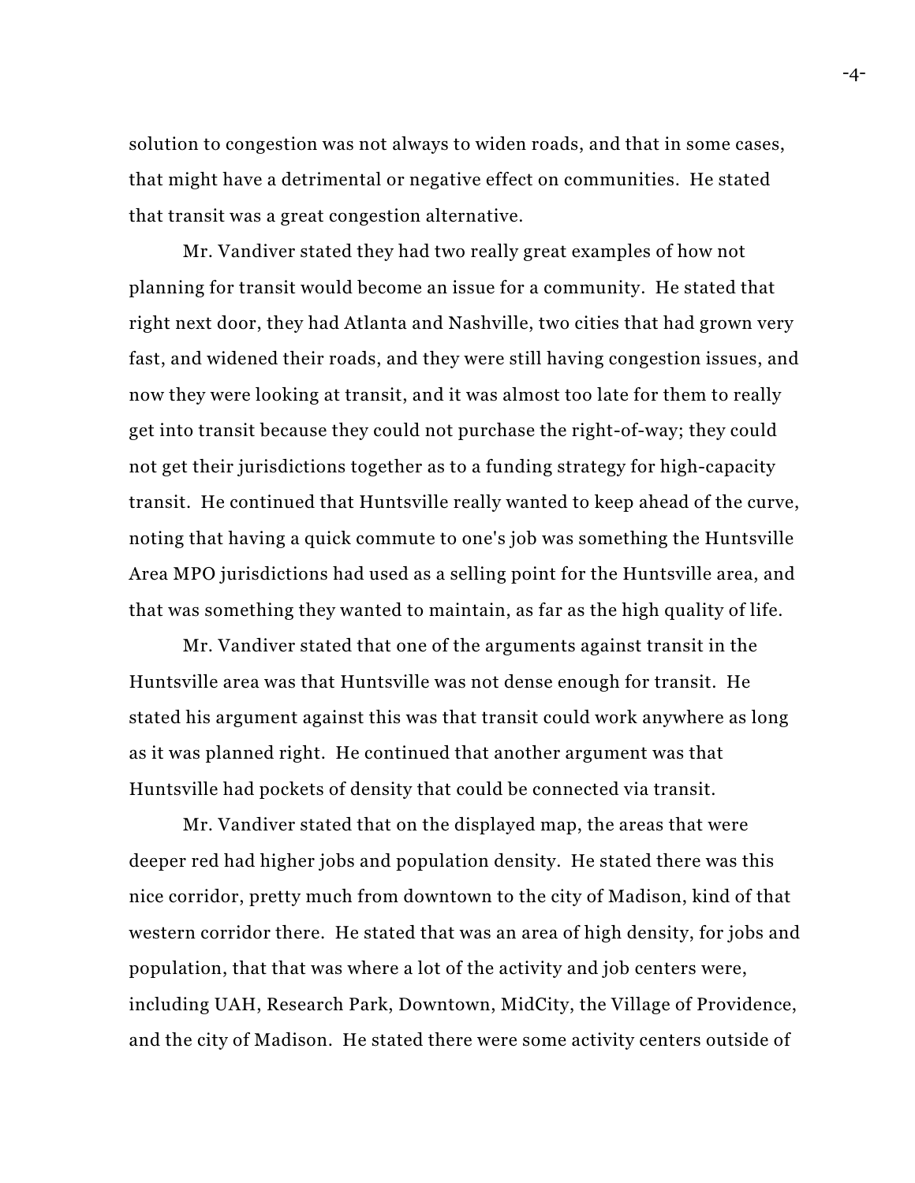solution to congestion was not always to widen roads, and that in some cases, that might have a detrimental or negative effect on communities. He stated that transit was a great congestion alternative.

Mr. Vandiver stated they had two really great examples of how not planning for transit would become an issue for a community. He stated that right next door, they had Atlanta and Nashville, two cities that had grown very fast, and widened their roads, and they were still having congestion issues, and now they were looking at transit, and it was almost too late for them to really get into transit because they could not purchase the right-of-way; they could not get their jurisdictions together as to a funding strategy for high-capacity transit. He continued that Huntsville really wanted to keep ahead of the curve, noting that having a quick commute to one's job was something the Huntsville Area MPO jurisdictions had used as a selling point for the Huntsville area, and that was something they wanted to maintain, as far as the high quality of life.

Mr. Vandiver stated that one of the arguments against transit in the Huntsville area was that Huntsville was not dense enough for transit. He stated his argument against this was that transit could work anywhere as long as it was planned right. He continued that another argument was that Huntsville had pockets of density that could be connected via transit.

Mr. Vandiver stated that on the displayed map, the areas that were deeper red had higher jobs and population density. He stated there was this nice corridor, pretty much from downtown to the city of Madison, kind of that western corridor there. He stated that was an area of high density, for jobs and population, that that was where a lot of the activity and job centers were, including UAH, Research Park, Downtown, MidCity, the Village of Providence, and the city of Madison. He stated there were some activity centers outside of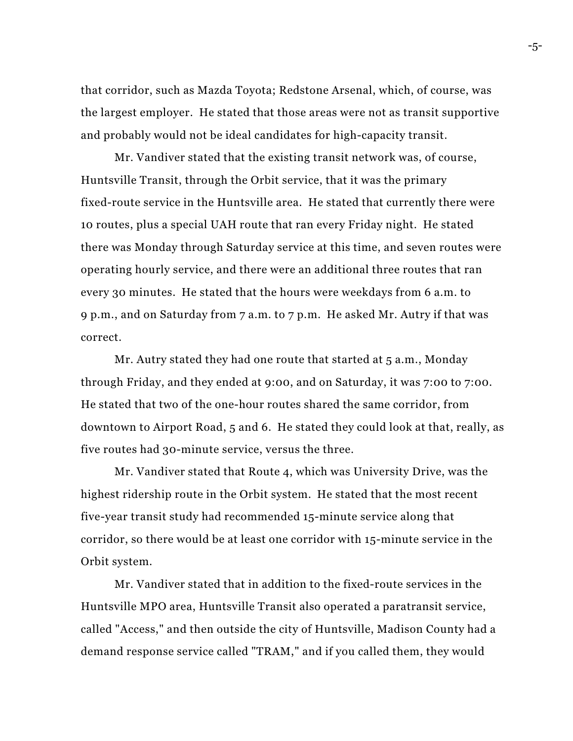that corridor, such as Mazda Toyota; Redstone Arsenal, which, of course, was the largest employer. He stated that those areas were not as transit supportive and probably would not be ideal candidates for high-capacity transit.

Mr. Vandiver stated that the existing transit network was, of course, Huntsville Transit, through the Orbit service, that it was the primary fixed-route service in the Huntsville area. He stated that currently there were 10 routes, plus a special UAH route that ran every Friday night. He stated there was Monday through Saturday service at this time, and seven routes were operating hourly service, and there were an additional three routes that ran every 30 minutes. He stated that the hours were weekdays from 6 a.m. to 9 p.m., and on Saturday from 7 a.m. to 7 p.m. He asked Mr. Autry if that was correct.

Mr. Autry stated they had one route that started at 5 a.m., Monday through Friday, and they ended at 9:00, and on Saturday, it was 7:00 to 7:00. He stated that two of the one-hour routes shared the same corridor, from downtown to Airport Road, 5 and 6. He stated they could look at that, really, as five routes had 30-minute service, versus the three.

Mr. Vandiver stated that Route 4, which was University Drive, was the highest ridership route in the Orbit system. He stated that the most recent five-year transit study had recommended 15-minute service along that corridor, so there would be at least one corridor with 15-minute service in the Orbit system.

Mr. Vandiver stated that in addition to the fixed-route services in the Huntsville MPO area, Huntsville Transit also operated a paratransit service, called "Access," and then outside the city of Huntsville, Madison County had a demand response service called "TRAM," and if you called them, they would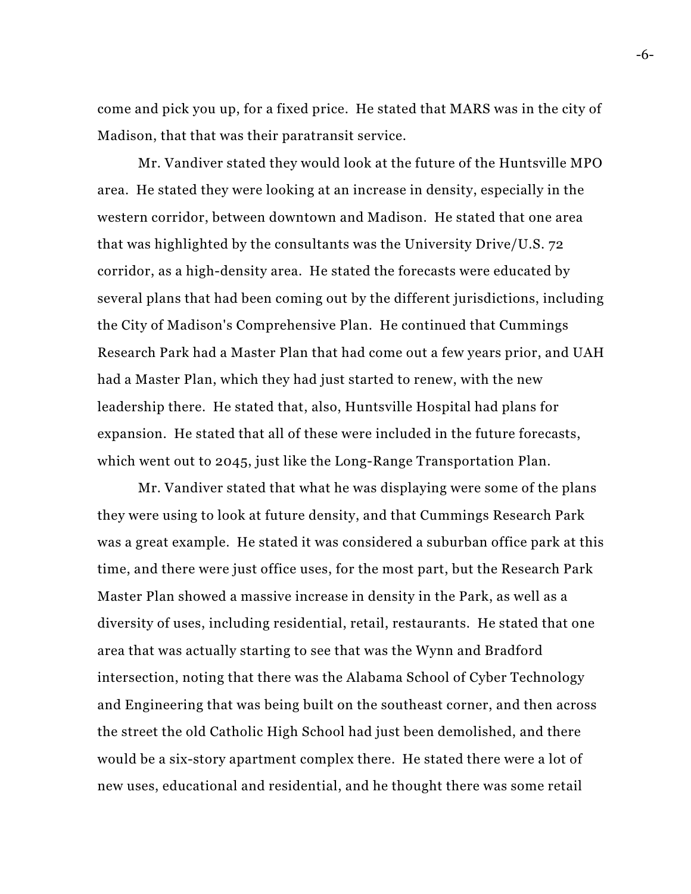come and pick you up, for a fixed price. He stated that MARS was in the city of Madison, that that was their paratransit service.

Mr. Vandiver stated they would look at the future of the Huntsville MPO area. He stated they were looking at an increase in density, especially in the western corridor, between downtown and Madison. He stated that one area that was highlighted by the consultants was the University Drive/U.S. 72 corridor, as a high-density area. He stated the forecasts were educated by several plans that had been coming out by the different jurisdictions, including the City of Madison's Comprehensive Plan. He continued that Cummings Research Park had a Master Plan that had come out a few years prior, and UAH had a Master Plan, which they had just started to renew, with the new leadership there. He stated that, also, Huntsville Hospital had plans for expansion. He stated that all of these were included in the future forecasts, which went out to 2045, just like the Long-Range Transportation Plan.

Mr. Vandiver stated that what he was displaying were some of the plans they were using to look at future density, and that Cummings Research Park was a great example. He stated it was considered a suburban office park at this time, and there were just office uses, for the most part, but the Research Park Master Plan showed a massive increase in density in the Park, as well as a diversity of uses, including residential, retail, restaurants. He stated that one area that was actually starting to see that was the Wynn and Bradford intersection, noting that there was the Alabama School of Cyber Technology and Engineering that was being built on the southeast corner, and then across the street the old Catholic High School had just been demolished, and there would be a six-story apartment complex there. He stated there were a lot of new uses, educational and residential, and he thought there was some retail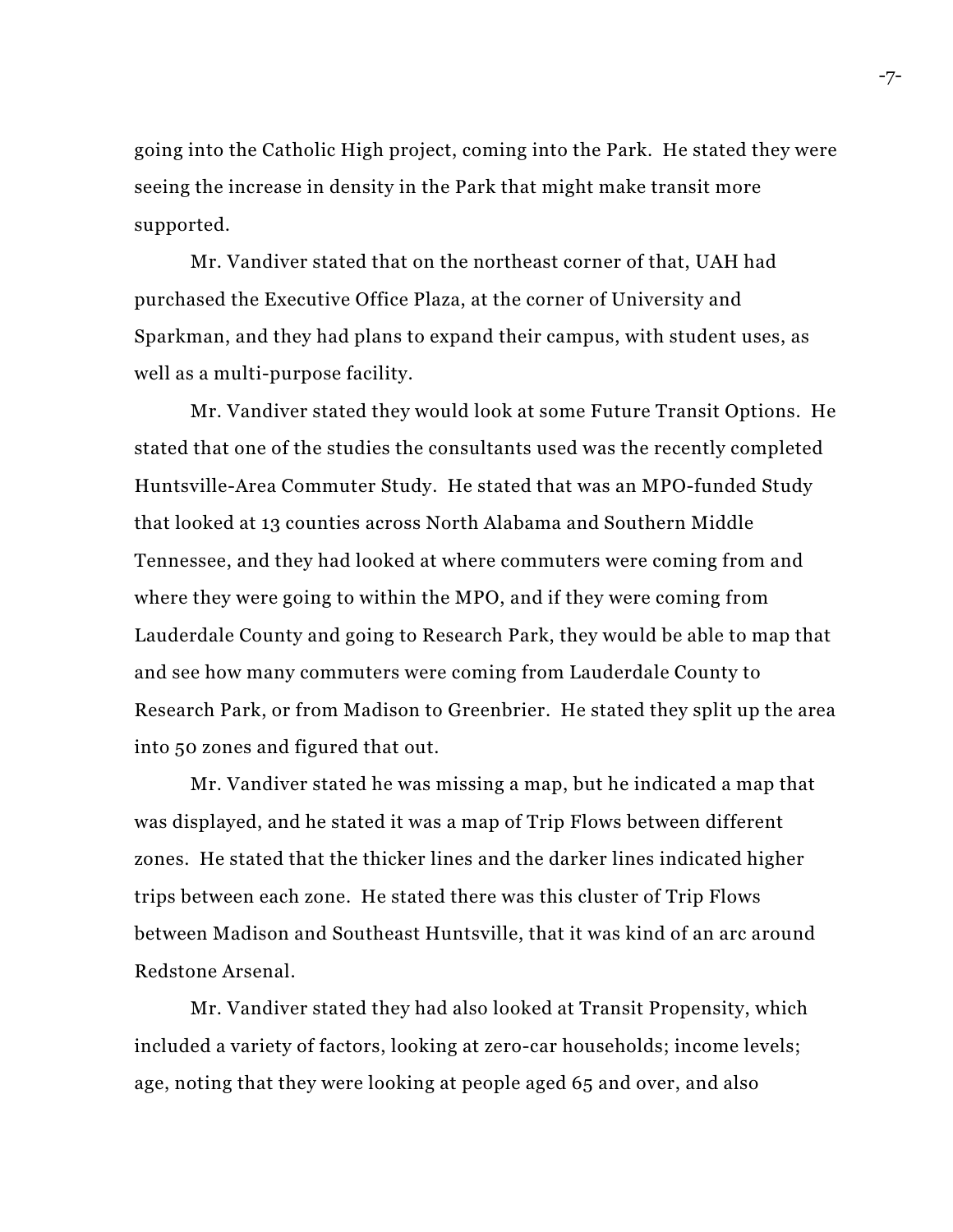going into the Catholic High project, coming into the Park. He stated they were seeing the increase in density in the Park that might make transit more supported.

Mr. Vandiver stated that on the northeast corner of that, UAH had purchased the Executive Office Plaza, at the corner of University and Sparkman, and they had plans to expand their campus, with student uses, as well as a multi-purpose facility.

Mr. Vandiver stated they would look at some Future Transit Options. He stated that one of the studies the consultants used was the recently completed Huntsville-Area Commuter Study. He stated that was an MPO-funded Study that looked at 13 counties across North Alabama and Southern Middle Tennessee, and they had looked at where commuters were coming from and where they were going to within the MPO, and if they were coming from Lauderdale County and going to Research Park, they would be able to map that and see how many commuters were coming from Lauderdale County to Research Park, or from Madison to Greenbrier. He stated they split up the area into 50 zones and figured that out.

Mr. Vandiver stated he was missing a map, but he indicated a map that was displayed, and he stated it was a map of Trip Flows between different zones. He stated that the thicker lines and the darker lines indicated higher trips between each zone. He stated there was this cluster of Trip Flows between Madison and Southeast Huntsville, that it was kind of an arc around Redstone Arsenal.

Mr. Vandiver stated they had also looked at Transit Propensity, which included a variety of factors, looking at zero-car households; income levels; age, noting that they were looking at people aged 65 and over, and also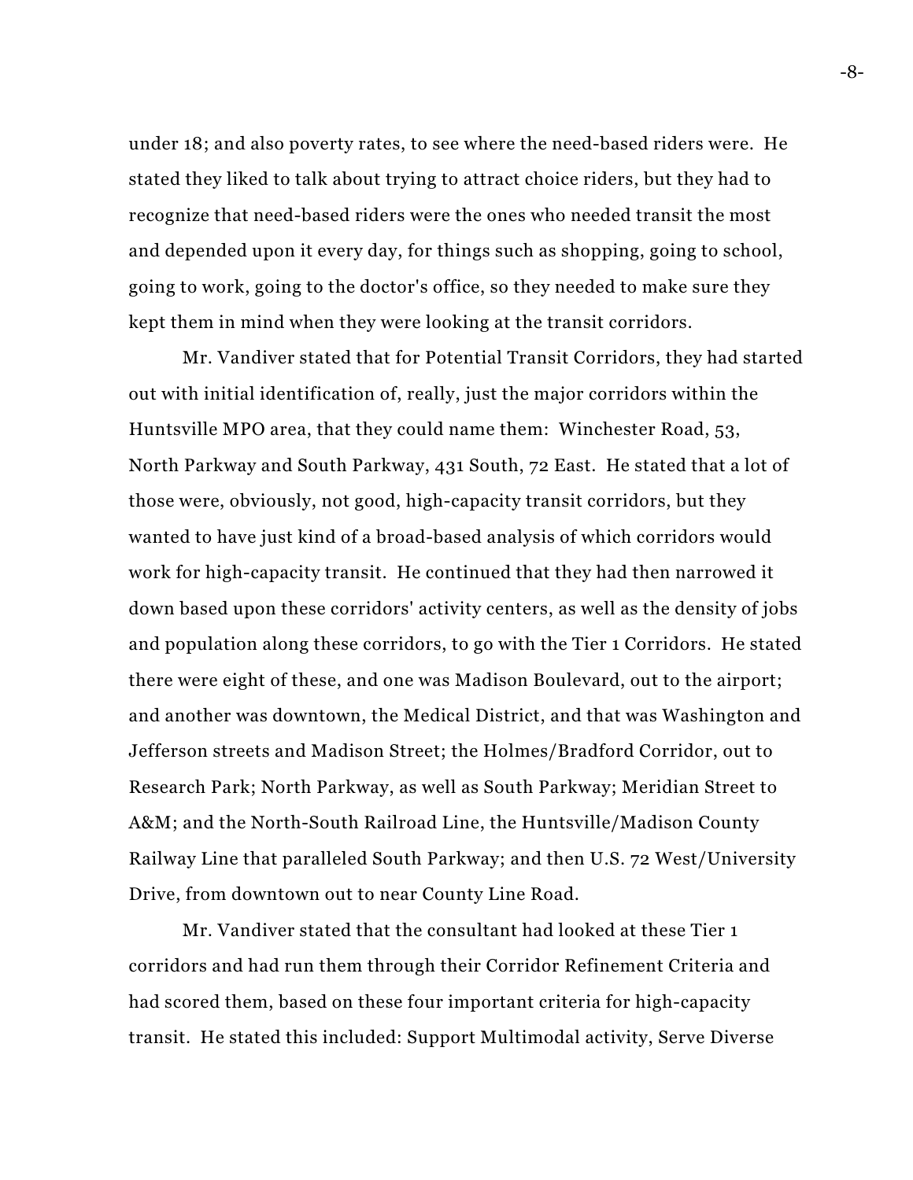under 18; and also poverty rates, to see where the need-based riders were. He stated they liked to talk about trying to attract choice riders, but they had to recognize that need-based riders were the ones who needed transit the most and depended upon it every day, for things such as shopping, going to school, going to work, going to the doctor's office, so they needed to make sure they kept them in mind when they were looking at the transit corridors.

Mr. Vandiver stated that for Potential Transit Corridors, they had started out with initial identification of, really, just the major corridors within the Huntsville MPO area, that they could name them: Winchester Road, 53, North Parkway and South Parkway, 431 South, 72 East. He stated that a lot of those were, obviously, not good, high-capacity transit corridors, but they wanted to have just kind of a broad-based analysis of which corridors would work for high-capacity transit. He continued that they had then narrowed it down based upon these corridors' activity centers, as well as the density of jobs and population along these corridors, to go with the Tier 1 Corridors. He stated there were eight of these, and one was Madison Boulevard, out to the airport; and another was downtown, the Medical District, and that was Washington and Jefferson streets and Madison Street; the Holmes/Bradford Corridor, out to Research Park; North Parkway, as well as South Parkway; Meridian Street to A&M; and the North-South Railroad Line, the Huntsville/Madison County Railway Line that paralleled South Parkway; and then U.S. 72 West/University Drive, from downtown out to near County Line Road.

Mr. Vandiver stated that the consultant had looked at these Tier 1 corridors and had run them through their Corridor Refinement Criteria and had scored them, based on these four important criteria for high-capacity transit. He stated this included: Support Multimodal activity, Serve Diverse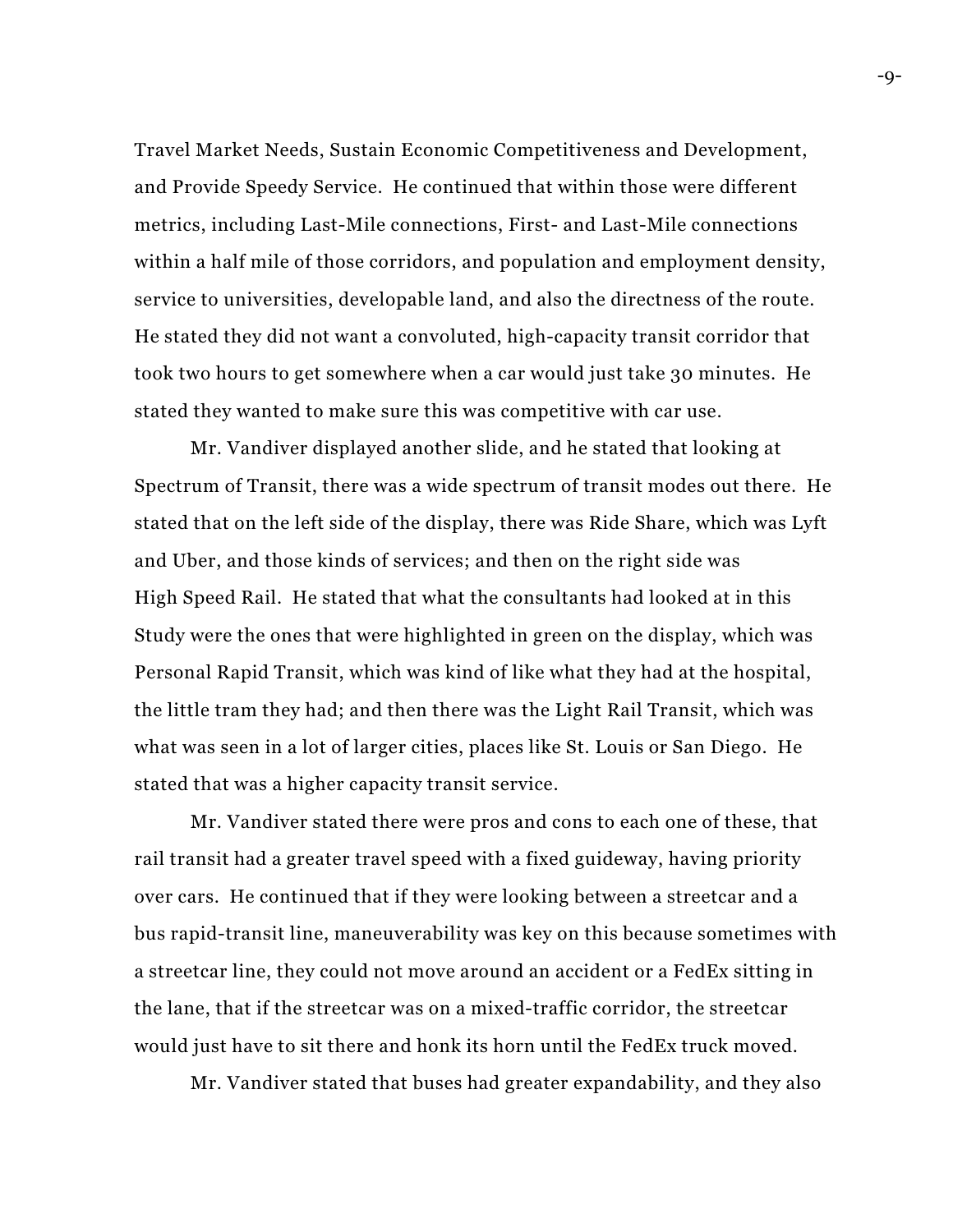Travel Market Needs, Sustain Economic Competitiveness and Development, and Provide Speedy Service. He continued that within those were different metrics, including Last-Mile connections, First- and Last-Mile connections within a half mile of those corridors, and population and employment density, service to universities, developable land, and also the directness of the route. He stated they did not want a convoluted, high-capacity transit corridor that took two hours to get somewhere when a car would just take 30 minutes. He stated they wanted to make sure this was competitive with car use.

Mr. Vandiver displayed another slide, and he stated that looking at Spectrum of Transit, there was a wide spectrum of transit modes out there. He stated that on the left side of the display, there was Ride Share, which was Lyft and Uber, and those kinds of services; and then on the right side was High Speed Rail. He stated that what the consultants had looked at in this Study were the ones that were highlighted in green on the display, which was Personal Rapid Transit, which was kind of like what they had at the hospital, the little tram they had; and then there was the Light Rail Transit, which was what was seen in a lot of larger cities, places like St. Louis or San Diego. He stated that was a higher capacity transit service.

Mr. Vandiver stated there were pros and cons to each one of these, that rail transit had a greater travel speed with a fixed guideway, having priority over cars. He continued that if they were looking between a streetcar and a bus rapid-transit line, maneuverability was key on this because sometimes with a streetcar line, they could not move around an accident or a FedEx sitting in the lane, that if the streetcar was on a mixed-traffic corridor, the streetcar would just have to sit there and honk its horn until the FedEx truck moved.

Mr. Vandiver stated that buses had greater expandability, and they also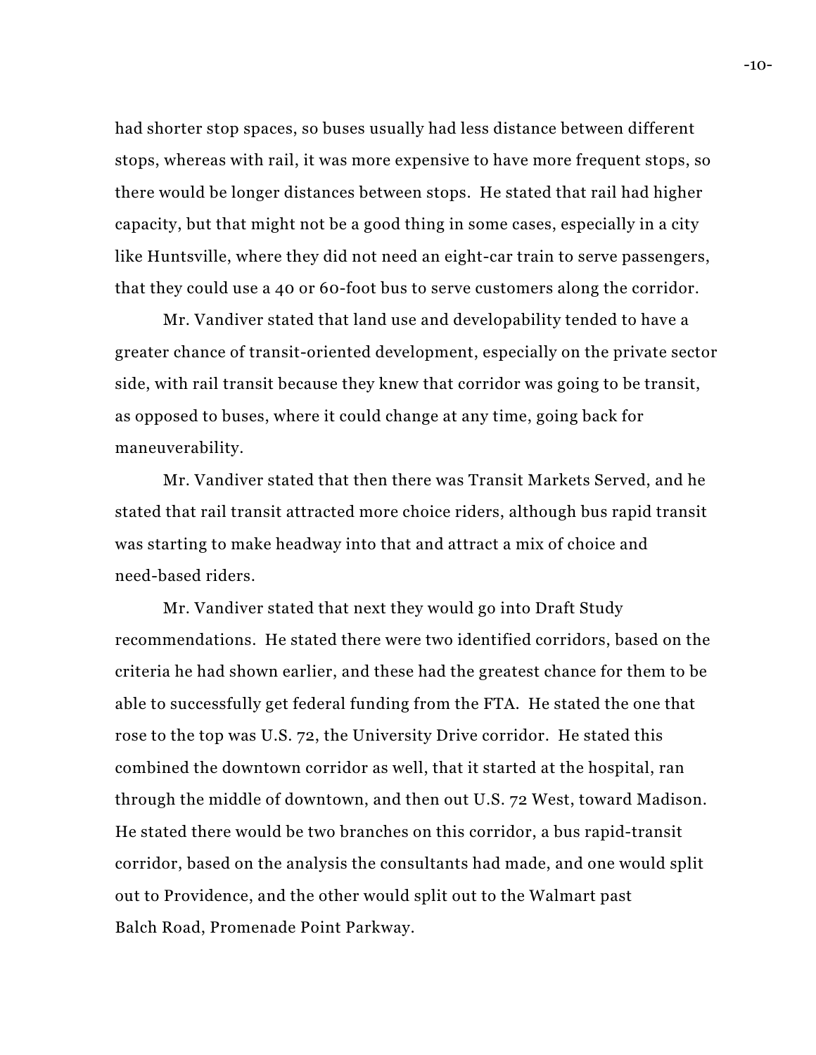had shorter stop spaces, so buses usually had less distance between different stops, whereas with rail, it was more expensive to have more frequent stops, so there would be longer distances between stops. He stated that rail had higher capacity, but that might not be a good thing in some cases, especially in a city like Huntsville, where they did not need an eight-car train to serve passengers, that they could use a 40 or 60-foot bus to serve customers along the corridor.

Mr. Vandiver stated that land use and developability tended to have a greater chance of transit-oriented development, especially on the private sector side, with rail transit because they knew that corridor was going to be transit, as opposed to buses, where it could change at any time, going back for maneuverability.

Mr. Vandiver stated that then there was Transit Markets Served, and he stated that rail transit attracted more choice riders, although bus rapid transit was starting to make headway into that and attract a mix of choice and need-based riders.

Mr. Vandiver stated that next they would go into Draft Study recommendations. He stated there were two identified corridors, based on the criteria he had shown earlier, and these had the greatest chance for them to be able to successfully get federal funding from the FTA. He stated the one that rose to the top was U.S. 72, the University Drive corridor. He stated this combined the downtown corridor as well, that it started at the hospital, ran through the middle of downtown, and then out U.S. 72 West, toward Madison. He stated there would be two branches on this corridor, a bus rapid-transit corridor, based on the analysis the consultants had made, and one would split out to Providence, and the other would split out to the Walmart past Balch Road, Promenade Point Parkway.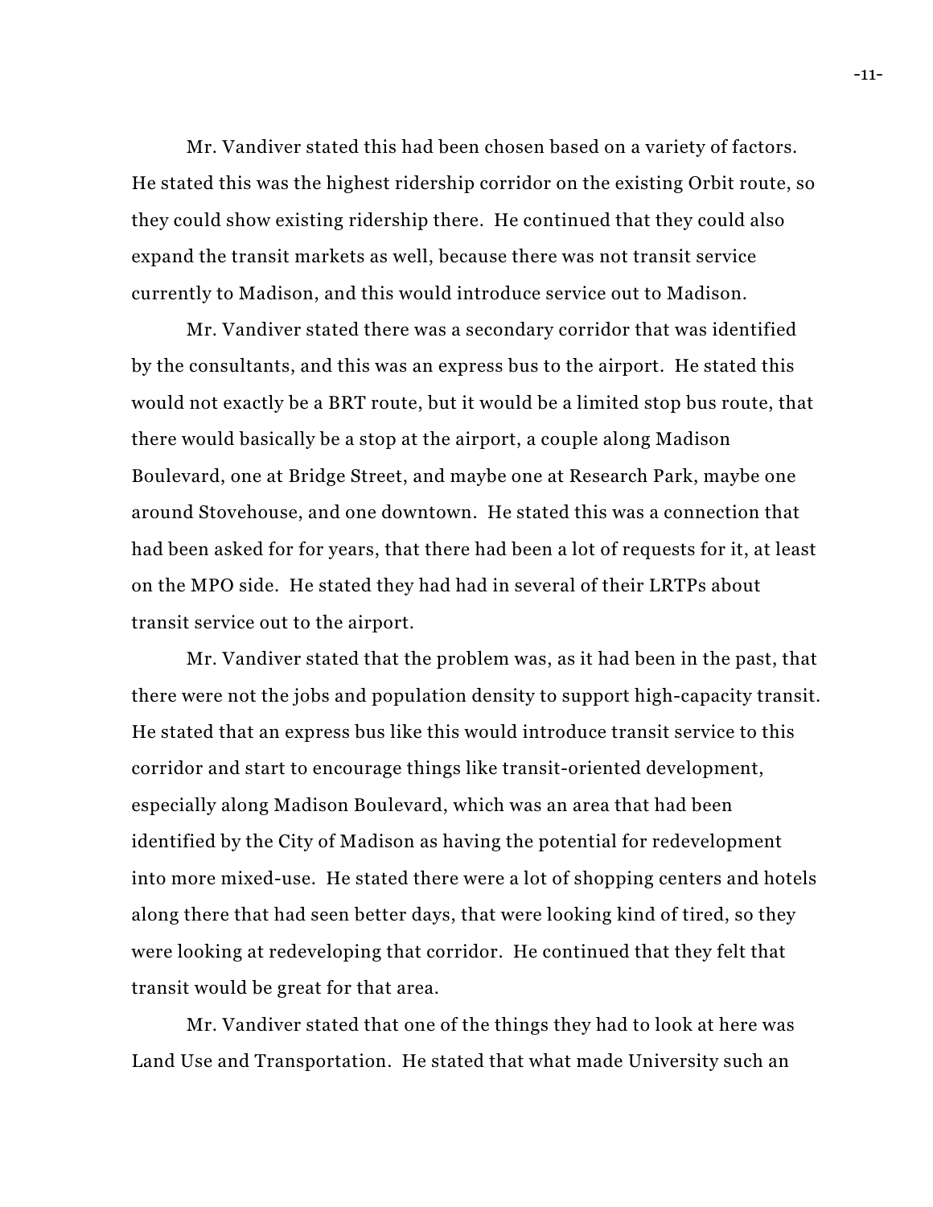Mr. Vandiver stated this had been chosen based on a variety of factors. He stated this was the highest ridership corridor on the existing Orbit route, so they could show existing ridership there. He continued that they could also expand the transit markets as well, because there was not transit service currently to Madison, and this would introduce service out to Madison.

Mr. Vandiver stated there was a secondary corridor that was identified by the consultants, and this was an express bus to the airport. He stated this would not exactly be a BRT route, but it would be a limited stop bus route, that there would basically be a stop at the airport, a couple along Madison Boulevard, one at Bridge Street, and maybe one at Research Park, maybe one around Stovehouse, and one downtown. He stated this was a connection that had been asked for for years, that there had been a lot of requests for it, at least on the MPO side. He stated they had had in several of their LRTPs about transit service out to the airport.

Mr. Vandiver stated that the problem was, as it had been in the past, that there were not the jobs and population density to support high-capacity transit. He stated that an express bus like this would introduce transit service to this corridor and start to encourage things like transit-oriented development, especially along Madison Boulevard, which was an area that had been identified by the City of Madison as having the potential for redevelopment into more mixed-use. He stated there were a lot of shopping centers and hotels along there that had seen better days, that were looking kind of tired, so they were looking at redeveloping that corridor. He continued that they felt that transit would be great for that area.

Mr. Vandiver stated that one of the things they had to look at here was Land Use and Transportation. He stated that what made University such an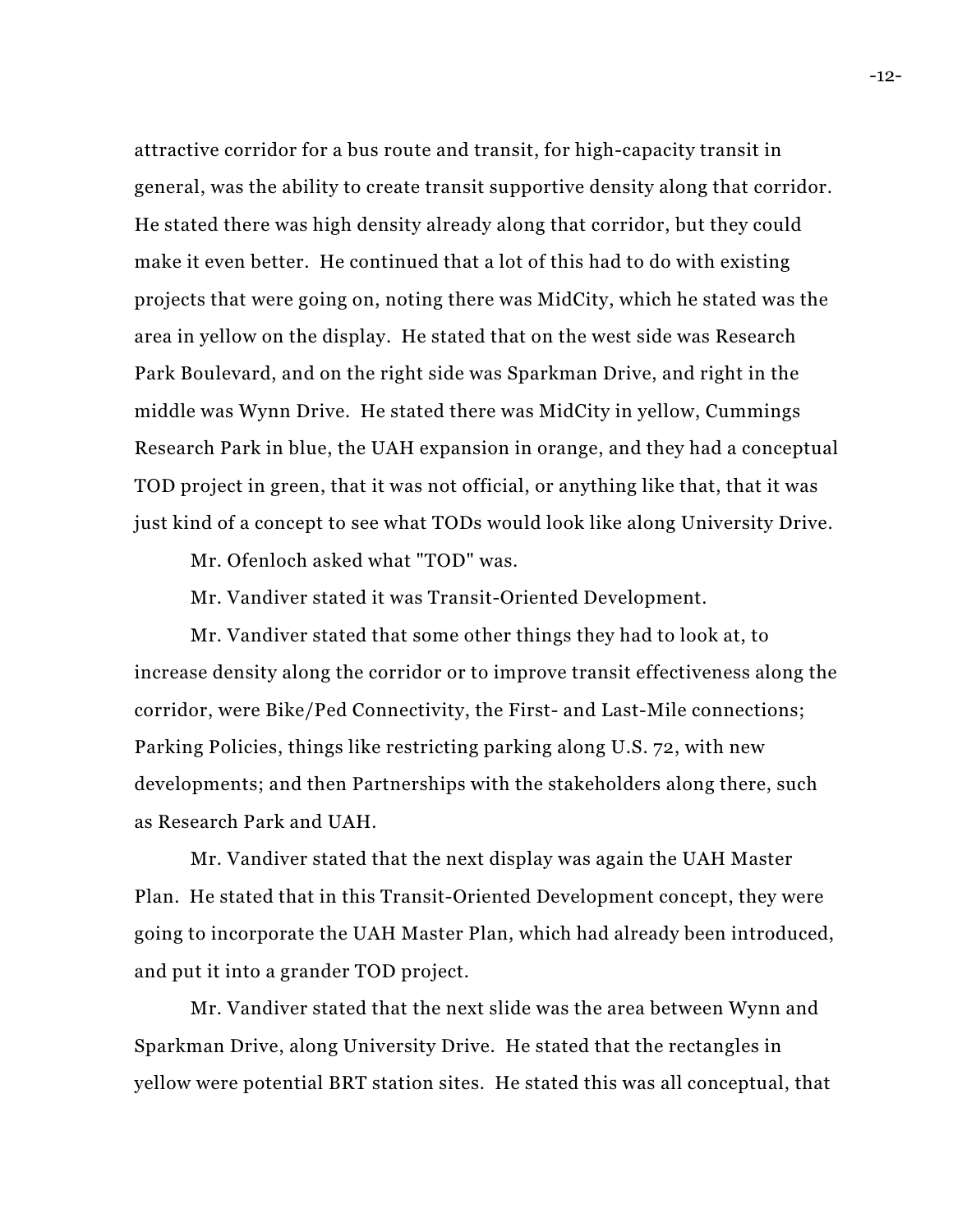attractive corridor for a bus route and transit, for high-capacity transit in general, was the ability to create transit supportive density along that corridor. He stated there was high density already along that corridor, but they could make it even better. He continued that a lot of this had to do with existing projects that were going on, noting there was MidCity, which he stated was the area in yellow on the display. He stated that on the west side was Research Park Boulevard, and on the right side was Sparkman Drive, and right in the middle was Wynn Drive. He stated there was MidCity in yellow, Cummings Research Park in blue, the UAH expansion in orange, and they had a conceptual TOD project in green, that it was not official, or anything like that, that it was just kind of a concept to see what TODs would look like along University Drive.

Mr. Ofenloch asked what "TOD" was.

Mr. Vandiver stated it was Transit-Oriented Development.

Mr. Vandiver stated that some other things they had to look at, to increase density along the corridor or to improve transit effectiveness along the corridor, were Bike/Ped Connectivity, the First- and Last-Mile connections; Parking Policies, things like restricting parking along U.S. 72, with new developments; and then Partnerships with the stakeholders along there, such as Research Park and UAH.

Mr. Vandiver stated that the next display was again the UAH Master Plan. He stated that in this Transit-Oriented Development concept, they were going to incorporate the UAH Master Plan, which had already been introduced, and put it into a grander TOD project.

Mr. Vandiver stated that the next slide was the area between Wynn and Sparkman Drive, along University Drive. He stated that the rectangles in yellow were potential BRT station sites. He stated this was all conceptual, that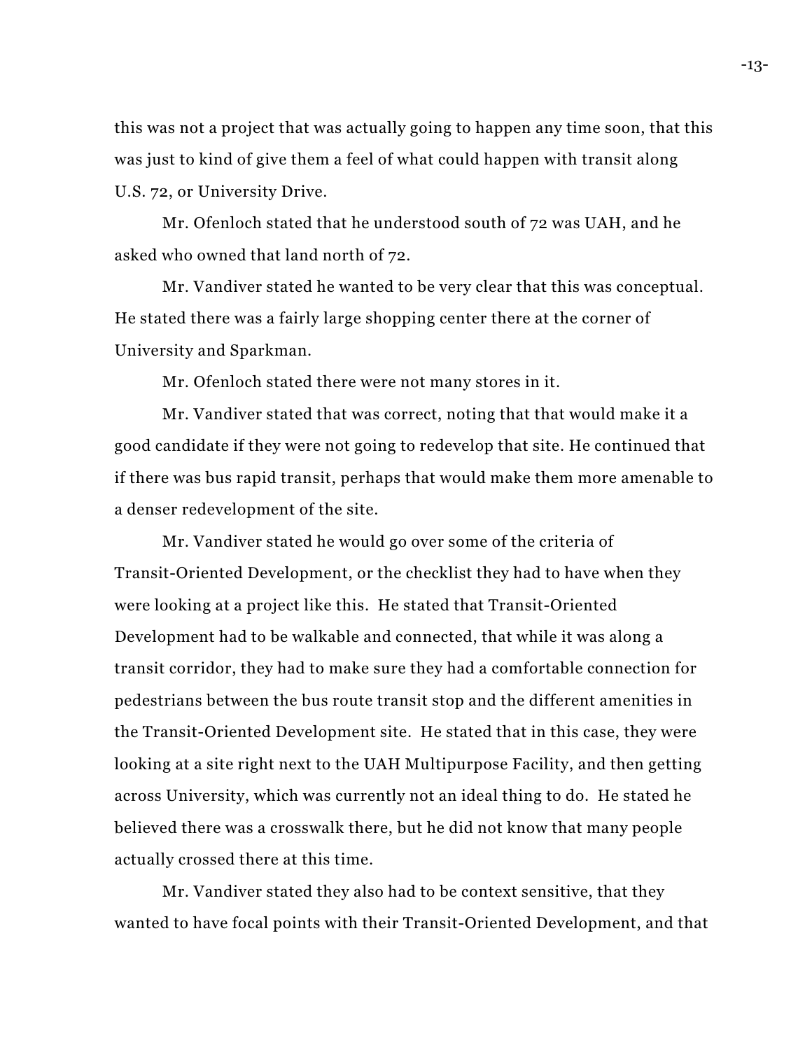this was not a project that was actually going to happen any time soon, that this was just to kind of give them a feel of what could happen with transit along U.S. 72, or University Drive.

Mr. Ofenloch stated that he understood south of 72 was UAH, and he asked who owned that land north of 72.

Mr. Vandiver stated he wanted to be very clear that this was conceptual. He stated there was a fairly large shopping center there at the corner of University and Sparkman.

Mr. Ofenloch stated there were not many stores in it.

Mr. Vandiver stated that was correct, noting that that would make it a good candidate if they were not going to redevelop that site. He continued that if there was bus rapid transit, perhaps that would make them more amenable to a denser redevelopment of the site.

Mr. Vandiver stated he would go over some of the criteria of Transit-Oriented Development, or the checklist they had to have when they were looking at a project like this. He stated that Transit-Oriented Development had to be walkable and connected, that while it was along a transit corridor, they had to make sure they had a comfortable connection for pedestrians between the bus route transit stop and the different amenities in the Transit-Oriented Development site. He stated that in this case, they were looking at a site right next to the UAH Multipurpose Facility, and then getting across University, which was currently not an ideal thing to do. He stated he believed there was a crosswalk there, but he did not know that many people actually crossed there at this time.

Mr. Vandiver stated they also had to be context sensitive, that they wanted to have focal points with their Transit-Oriented Development, and that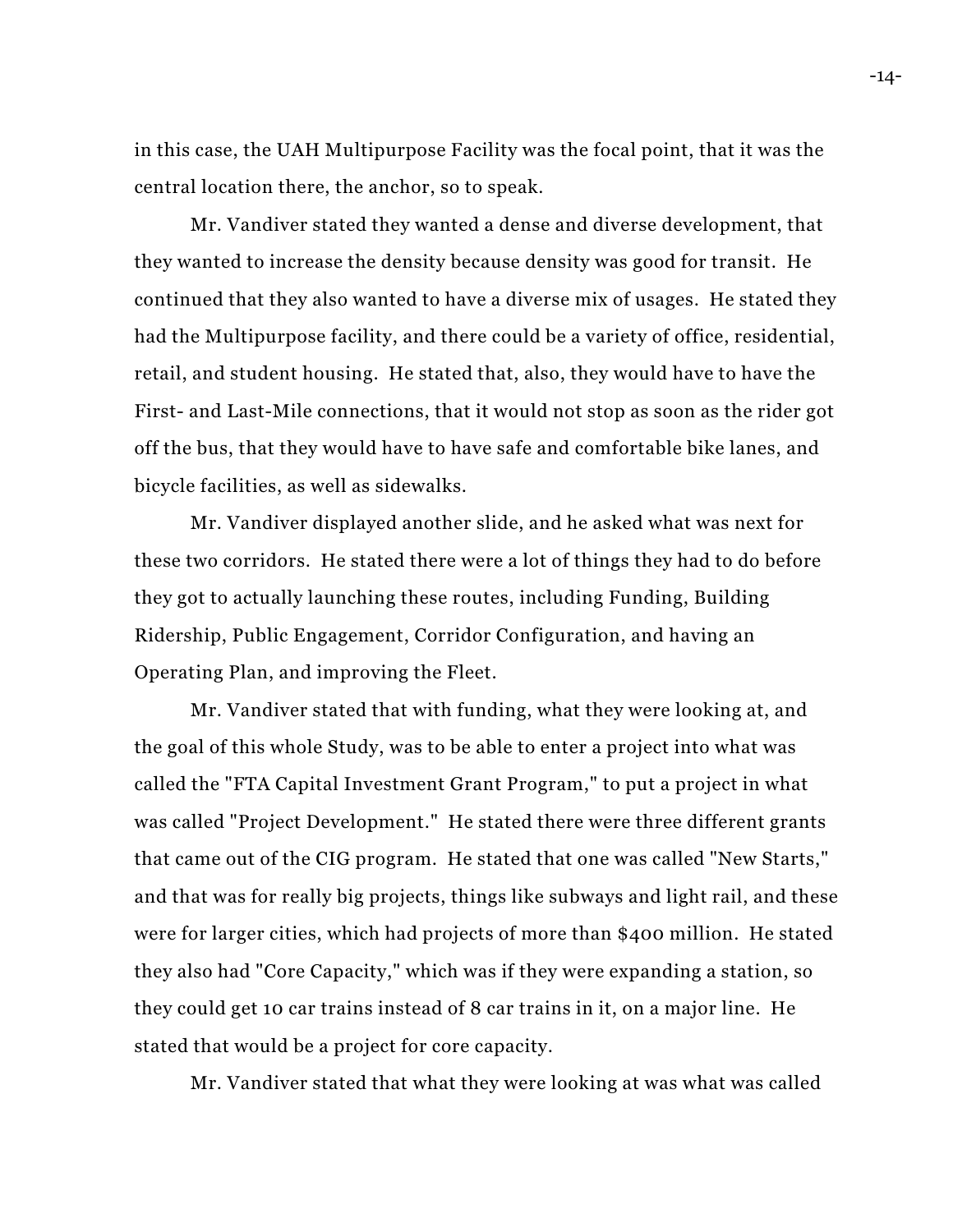in this case, the UAH Multipurpose Facility was the focal point, that it was the central location there, the anchor, so to speak.

Mr. Vandiver stated they wanted a dense and diverse development, that they wanted to increase the density because density was good for transit. He continued that they also wanted to have a diverse mix of usages. He stated they had the Multipurpose facility, and there could be a variety of office, residential, retail, and student housing. He stated that, also, they would have to have the First- and Last-Mile connections, that it would not stop as soon as the rider got off the bus, that they would have to have safe and comfortable bike lanes, and bicycle facilities, as well as sidewalks.

Mr. Vandiver displayed another slide, and he asked what was next for these two corridors. He stated there were a lot of things they had to do before they got to actually launching these routes, including Funding, Building Ridership, Public Engagement, Corridor Configuration, and having an Operating Plan, and improving the Fleet.

Mr. Vandiver stated that with funding, what they were looking at, and the goal of this whole Study, was to be able to enter a project into what was called the "FTA Capital Investment Grant Program," to put a project in what was called "Project Development." He stated there were three different grants that came out of the CIG program. He stated that one was called "New Starts," and that was for really big projects, things like subways and light rail, and these were for larger cities, which had projects of more than $400 million. He stated they also had "Core Capacity," which was if they were expanding a station, so they could get 10 car trains instead of 8 car trains in it, on a major line. He stated that would be a project for core capacity.

Mr. Vandiver stated that what they were looking at was what was called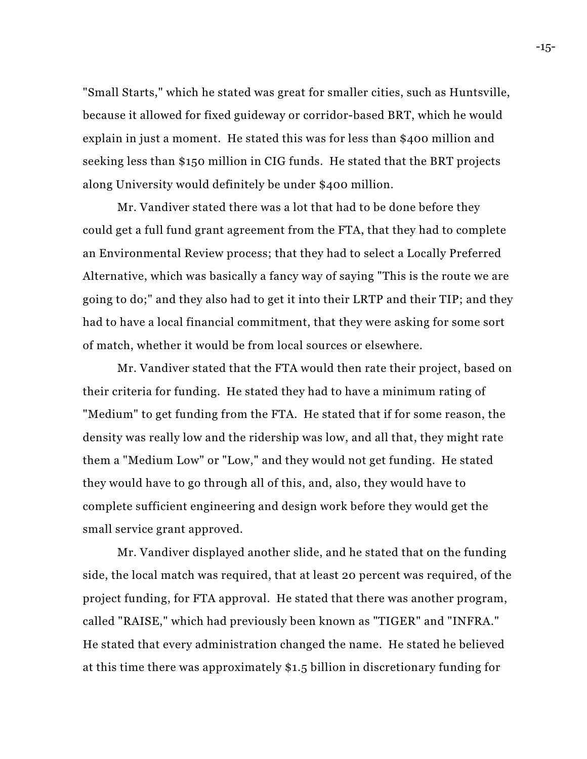"Small Starts," which he stated was great for smaller cities, such as Huntsville, because it allowed for fixed guideway or corridor-based BRT, which he would explain in just a moment. He stated this was for less than $400 million and seeking less than $150 million in CIG funds. He stated that the BRT projects along University would definitely be under $400 million.

Mr. Vandiver stated there was a lot that had to be done before they could get a full fund grant agreement from the FTA, that they had to complete an Environmental Review process; that they had to select a Locally Preferred Alternative, which was basically a fancy way of saying "This is the route we are going to do;" and they also had to get it into their LRTP and their TIP; and they had to have a local financial commitment, that they were asking for some sort of match, whether it would be from local sources or elsewhere.

Mr. Vandiver stated that the FTA would then rate their project, based on their criteria for funding. He stated they had to have a minimum rating of "Medium" to get funding from the FTA. He stated that if for some reason, the density was really low and the ridership was low, and all that, they might rate them a "Medium Low" or "Low," and they would not get funding. He stated they would have to go through all of this, and, also, they would have to complete sufficient engineering and design work before they would get the small service grant approved.

Mr. Vandiver displayed another slide, and he stated that on the funding side, the local match was required, that at least 20 percent was required, of the project funding, for FTA approval. He stated that there was another program, called "RAISE," which had previously been known as "TIGER" and "INFRA." He stated that every administration changed the name. He stated he believed at this time there was approximately $1.5 billion in discretionary funding for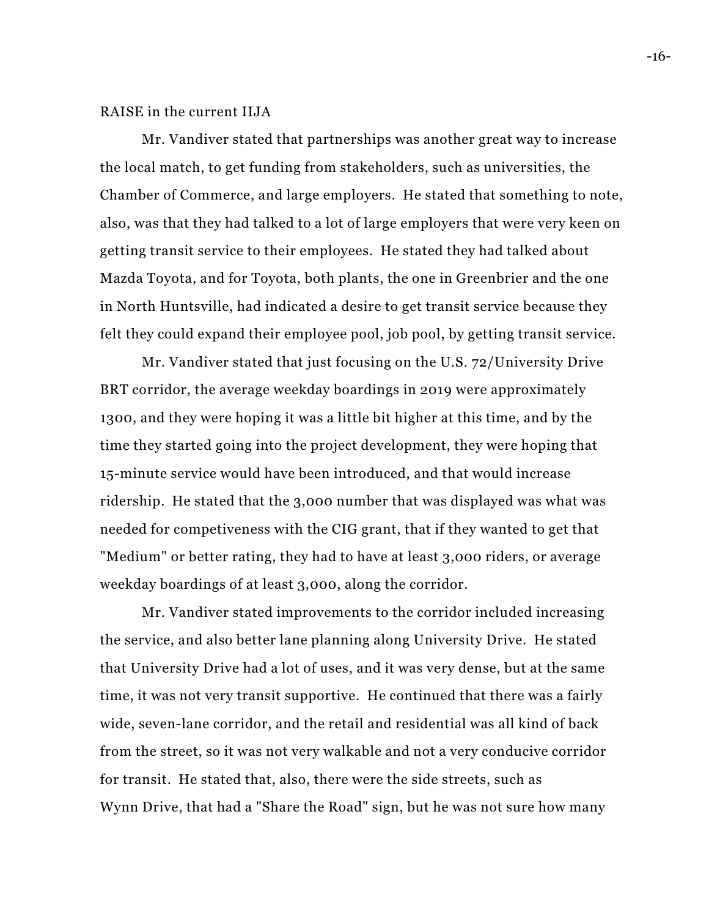RAISE in the current IIJA

Mr. Vandiver stated that partnerships was another great way to increase the local match, to get funding from stakeholders, such as universities, the Chamber of Commerce, and large employers. He stated that something to note, also, was that they had talked to a lot of large employers that were very keen on getting transit service to their employees. He stated they had talked about Mazda Toyota, and for Toyota, both plants, the one in Greenbrier and the one in North Huntsville, had indicated a desire to get transit service because they felt they could expand their employee pool, job pool, by getting transit service.

Mr. Vandiver stated that just focusing on the U.S. 72/University Drive BRT corridor, the average weekday boardings in 2019 were approximately 1300, and they were hoping it was a little bit higher at this time, and by the time they started going into the project development, they were hoping that 15-minute service would have been introduced, and that would increase ridership. He stated that the 3,000 number that was displayed was what was needed for competiveness with the CIG grant, that if they wanted to get that "Medium" or better rating, they had to have at least 3,000 riders, or average weekday boardings of at least 3,000, along the corridor.

Mr. Vandiver stated improvements to the corridor included increasing the service, and also better lane planning along University Drive. He stated that University Drive had a lot of uses, and it was very dense, but at the same time, it was not very transit supportive. He continued that there was a fairly wide, seven-lane corridor, and the retail and residential was all kind of back from the street, so it was not very walkable and not a very conducive corridor for transit. He stated that, also, there were the side streets, such as Wynn Drive, that had a "Share the Road" sign, but he was not sure how many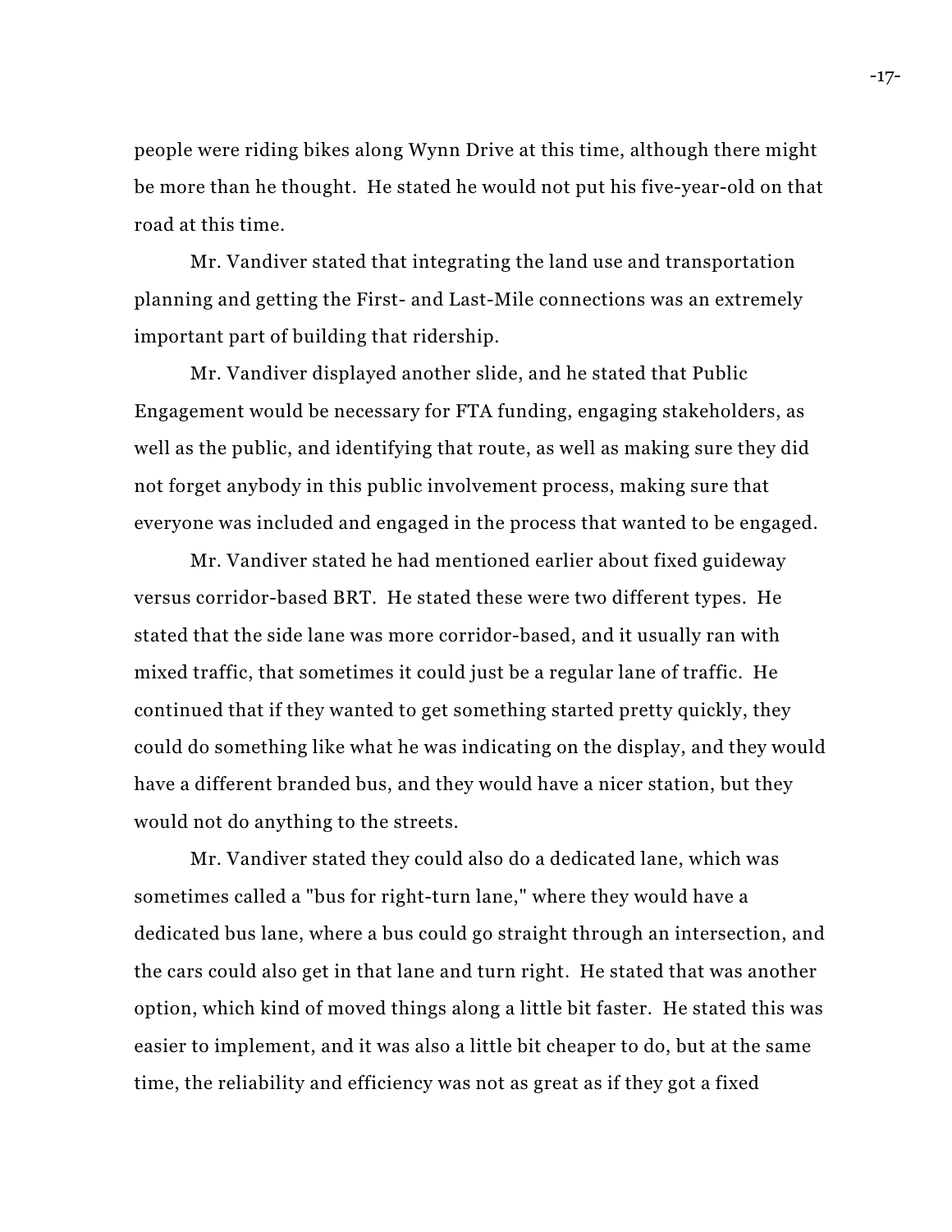people were riding bikes along Wynn Drive at this time, although there might be more than he thought. He stated he would not put his five-year-old on that road at this time.

Mr. Vandiver stated that integrating the land use and transportation planning and getting the First- and Last-Mile connections was an extremely important part of building that ridership.

Mr. Vandiver displayed another slide, and he stated that Public Engagement would be necessary for FTA funding, engaging stakeholders, as well as the public, and identifying that route, as well as making sure they did not forget anybody in this public involvement process, making sure that everyone was included and engaged in the process that wanted to be engaged.

Mr. Vandiver stated he had mentioned earlier about fixed guideway versus corridor-based BRT. He stated these were two different types. He stated that the side lane was more corridor-based, and it usually ran with mixed traffic, that sometimes it could just be a regular lane of traffic. He continued that if they wanted to get something started pretty quickly, they could do something like what he was indicating on the display, and they would have a different branded bus, and they would have a nicer station, but they would not do anything to the streets.

Mr. Vandiver stated they could also do a dedicated lane, which was sometimes called a "bus for right-turn lane," where they would have a dedicated bus lane, where a bus could go straight through an intersection, and the cars could also get in that lane and turn right. He stated that was another option, which kind of moved things along a little bit faster. He stated this was easier to implement, and it was also a little bit cheaper to do, but at the same time, the reliability and efficiency was not as great as if they got a fixed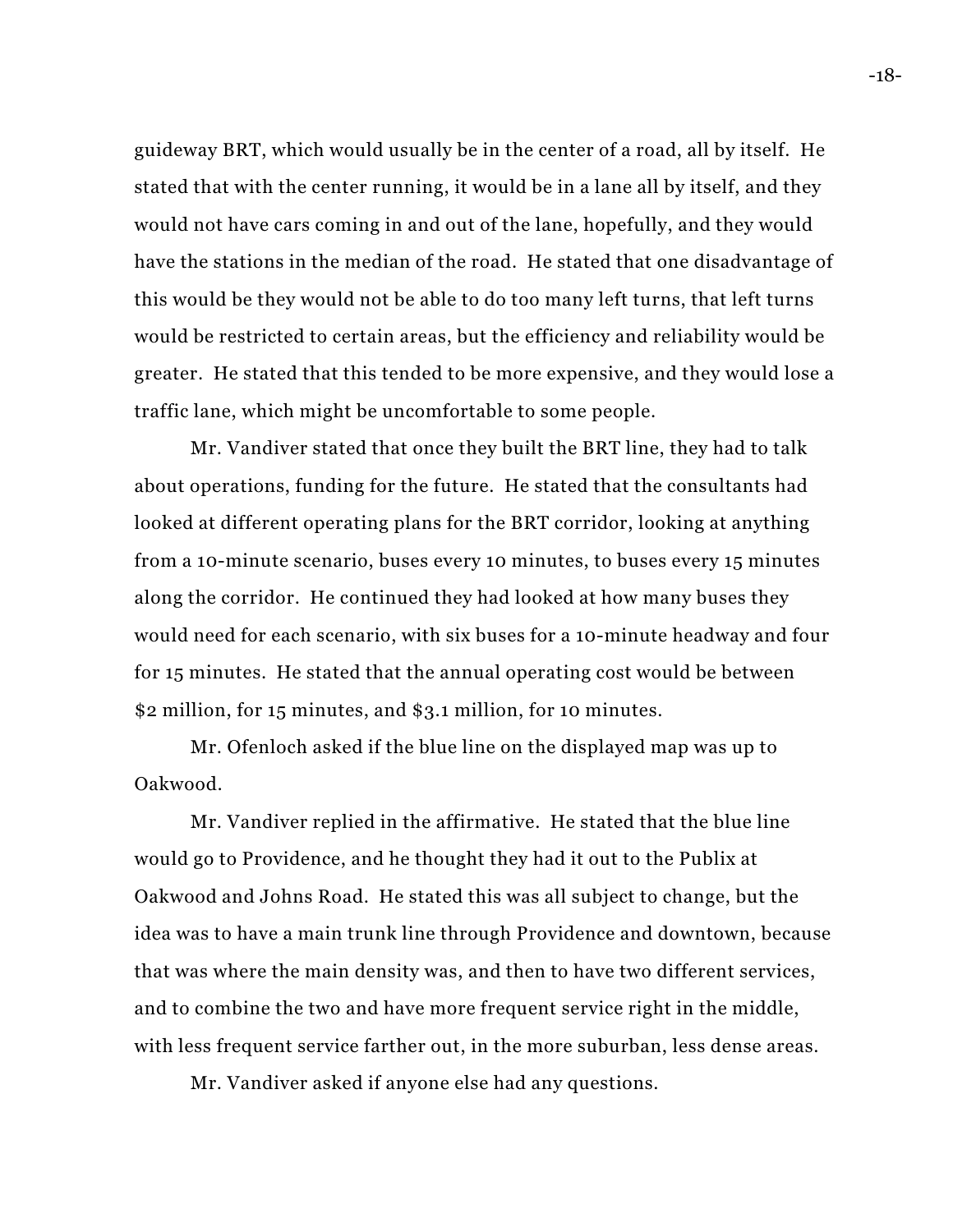guideway BRT, which would usually be in the center of a road, all by itself. He stated that with the center running, it would be in a lane all by itself, and they would not have cars coming in and out of the lane, hopefully, and they would have the stations in the median of the road. He stated that one disadvantage of this would be they would not be able to do too many left turns, that left turns would be restricted to certain areas, but the efficiency and reliability would be greater. He stated that this tended to be more expensive, and they would lose a traffic lane, which might be uncomfortable to some people.

Mr. Vandiver stated that once they built the BRT line, they had to talk about operations, funding for the future. He stated that the consultants had looked at different operating plans for the BRT corridor, looking at anything from a 10-minute scenario, buses every 10 minutes, to buses every 15 minutes along the corridor. He continued they had looked at how many buses they would need for each scenario, with six buses for a 10-minute headway and four for 15 minutes. He stated that the annual operating cost would be between $2 million, for 15 minutes, and $3.1 million, for 10 minutes.

Mr. Ofenloch asked if the blue line on the displayed map was up to Oakwood.

Mr. Vandiver replied in the affirmative. He stated that the blue line would go to Providence, and he thought they had it out to the Publix at Oakwood and Johns Road. He stated this was all subject to change, but the idea was to have a main trunk line through Providence and downtown, because that was where the main density was, and then to have two different services, and to combine the two and have more frequent service right in the middle, with less frequent service farther out, in the more suburban, less dense areas.

Mr. Vandiver asked if anyone else had any questions.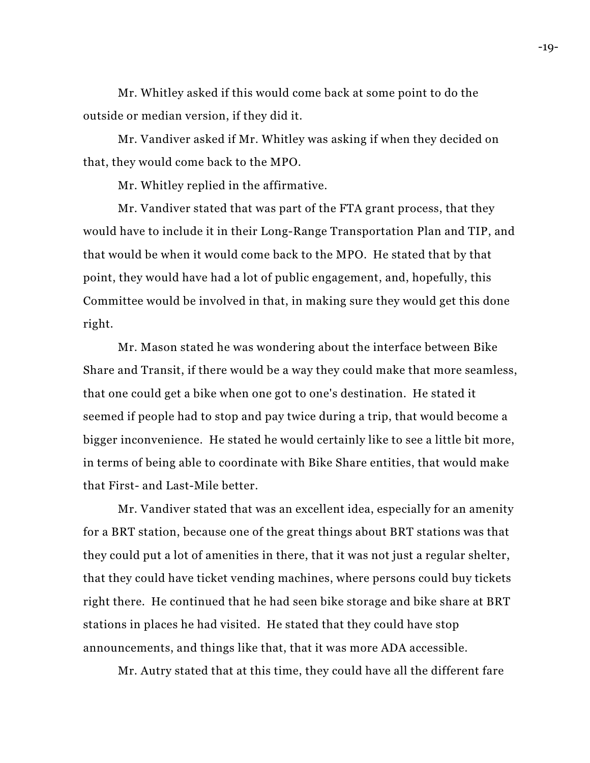Mr. Whitley asked if this would come back at some point to do the outside or median version, if they did it.

Mr. Vandiver asked if Mr. Whitley was asking if when they decided on that, they would come back to the MPO.

Mr. Whitley replied in the affirmative.

Mr. Vandiver stated that was part of the FTA grant process, that they would have to include it in their Long-Range Transportation Plan and TIP, and that would be when it would come back to the MPO. He stated that by that point, they would have had a lot of public engagement, and, hopefully, this Committee would be involved in that, in making sure they would get this done right.

Mr. Mason stated he was wondering about the interface between Bike Share and Transit, if there would be a way they could make that more seamless, that one could get a bike when one got to one's destination. He stated it seemed if people had to stop and pay twice during a trip, that would become a bigger inconvenience. He stated he would certainly like to see a little bit more, in terms of being able to coordinate with Bike Share entities, that would make that First- and Last-Mile better.

Mr. Vandiver stated that was an excellent idea, especially for an amenity for a BRT station, because one of the great things about BRT stations was that they could put a lot of amenities in there, that it was not just a regular shelter, that they could have ticket vending machines, where persons could buy tickets right there. He continued that he had seen bike storage and bike share at BRT stations in places he had visited. He stated that they could have stop announcements, and things like that, that it was more ADA accessible.

Mr. Autry stated that at this time, they could have all the different fare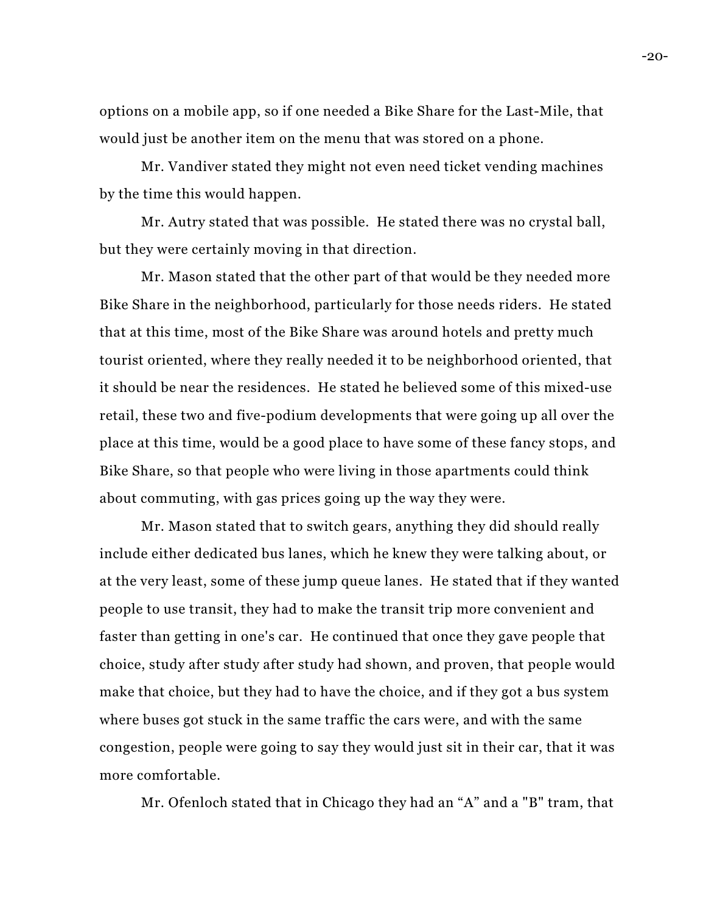options on a mobile app, so if one needed a Bike Share for the Last-Mile, that would just be another item on the menu that was stored on a phone.

Mr. Vandiver stated they might not even need ticket vending machines by the time this would happen.

Mr. Autry stated that was possible. He stated there was no crystal ball, but they were certainly moving in that direction.

Mr. Mason stated that the other part of that would be they needed more Bike Share in the neighborhood, particularly for those needs riders. He stated that at this time, most of the Bike Share was around hotels and pretty much tourist oriented, where they really needed it to be neighborhood oriented, that it should be near the residences. He stated he believed some of this mixed-use retail, these two and five-podium developments that were going up all over the place at this time, would be a good place to have some of these fancy stops, and Bike Share, so that people who were living in those apartments could think about commuting, with gas prices going up the way they were.

Mr. Mason stated that to switch gears, anything they did should really include either dedicated bus lanes, which he knew they were talking about, or at the very least, some of these jump queue lanes. He stated that if they wanted people to use transit, they had to make the transit trip more convenient and faster than getting in one's car. He continued that once they gave people that choice, study after study after study had shown, and proven, that people would make that choice, but they had to have the choice, and if they got a bus system where buses got stuck in the same traffic the cars were, and with the same congestion, people were going to say they would just sit in their car, that it was more comfortable.

Mr. Ofenloch stated that in Chicago they had an “A” and a "B" tram, that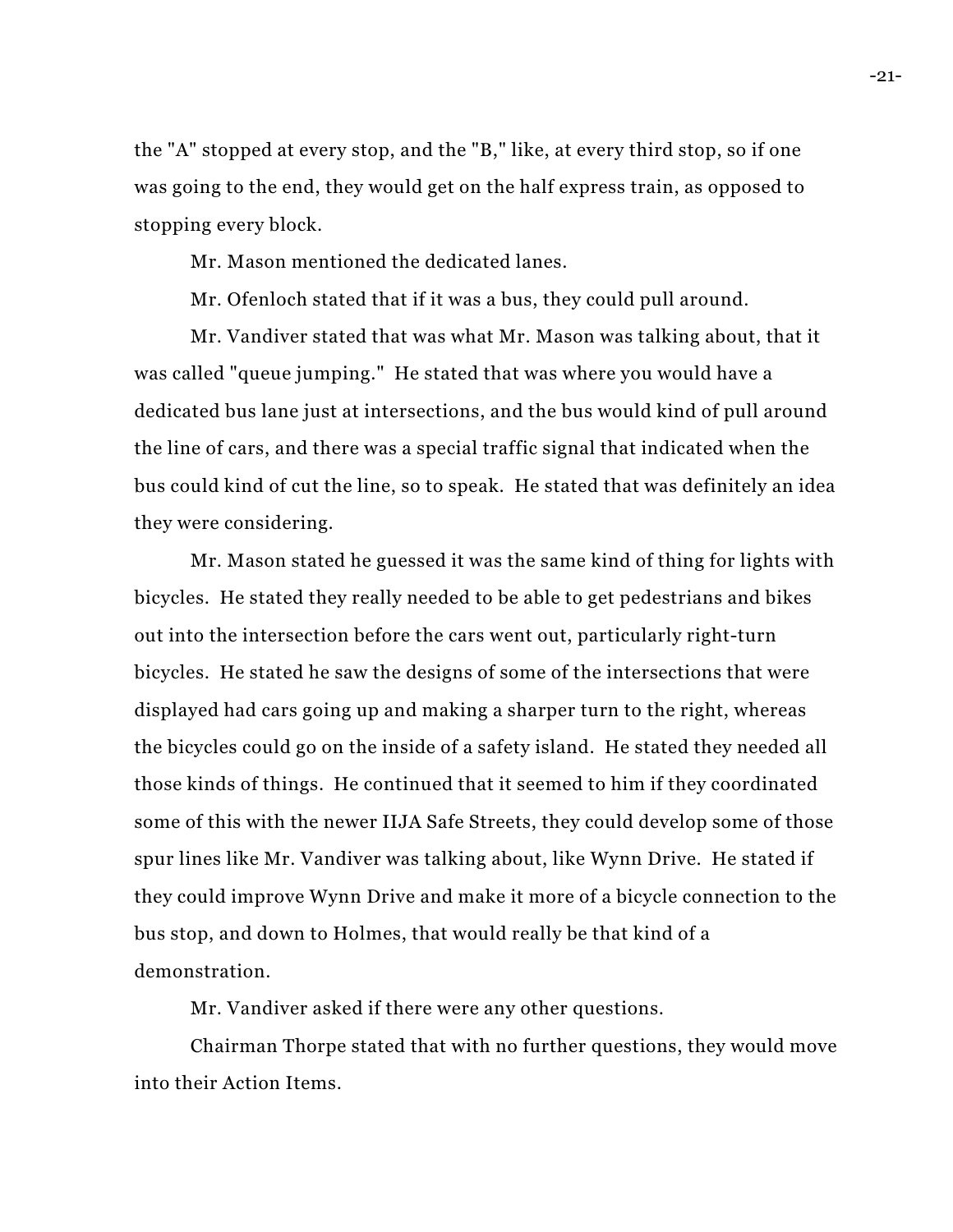the "A" stopped at every stop, and the "B," like, at every third stop, so if one was going to the end, they would get on the half express train, as opposed to stopping every block.

Mr. Mason mentioned the dedicated lanes.

Mr. Ofenloch stated that if it was a bus, they could pull around.

Mr. Vandiver stated that was what Mr. Mason was talking about, that it was called "queue jumping." He stated that was where you would have a dedicated bus lane just at intersections, and the bus would kind of pull around the line of cars, and there was a special traffic signal that indicated when the bus could kind of cut the line, so to speak. He stated that was definitely an idea they were considering.

Mr. Mason stated he guessed it was the same kind of thing for lights with bicycles. He stated they really needed to be able to get pedestrians and bikes out into the intersection before the cars went out, particularly right-turn bicycles. He stated he saw the designs of some of the intersections that were displayed had cars going up and making a sharper turn to the right, whereas the bicycles could go on the inside of a safety island. He stated they needed all those kinds of things. He continued that it seemed to him if they coordinated some of this with the newer IIJA Safe Streets, they could develop some of those spur lines like Mr. Vandiver was talking about, like Wynn Drive. He stated if they could improve Wynn Drive and make it more of a bicycle connection to the bus stop, and down to Holmes, that would really be that kind of a demonstration.

Mr. Vandiver asked if there were any other questions.

Chairman Thorpe stated that with no further questions, they would move into their Action Items.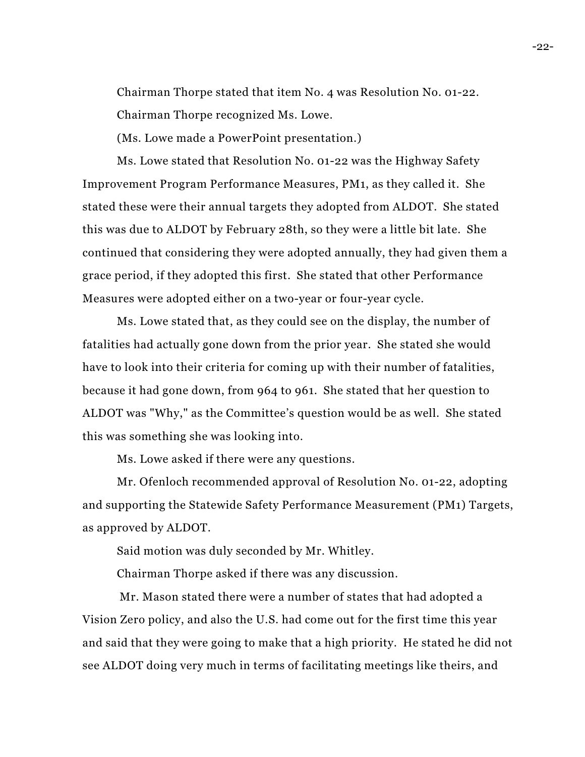Chairman Thorpe stated that item No. 4 was Resolution No. 01-22.

Chairman Thorpe recognized Ms. Lowe.

(Ms. Lowe made a PowerPoint presentation.)

Ms. Lowe stated that Resolution No. 01-22 was the Highway Safety Improvement Program Performance Measures, PM1, as they called it. She stated these were their annual targets they adopted from ALDOT. She stated this was due to ALDOT by February 28th, so they were a little bit late. She continued that considering they were adopted annually, they had given them a grace period, if they adopted this first. She stated that other Performance Measures were adopted either on a two-year or four-year cycle.

Ms. Lowe stated that, as they could see on the display, the number of fatalities had actually gone down from the prior year. She stated she would have to look into their criteria for coming up with their number of fatalities, because it had gone down, from 964 to 961. She stated that her question to ALDOT was "Why," as the Committee's question would be as well. She stated this was something she was looking into.

Ms. Lowe asked if there were any questions.

Mr. Ofenloch recommended approval of Resolution No. 01-22, adopting and supporting the Statewide Safety Performance Measurement (PM1) Targets, as approved by ALDOT.

Said motion was duly seconded by Mr. Whitley.

Chairman Thorpe asked if there was any discussion.

Mr. Mason stated there were a number of states that had adopted a Vision Zero policy, and also the U.S. had come out for the first time this year and said that they were going to make that a high priority. He stated he did not see ALDOT doing very much in terms of facilitating meetings like theirs, and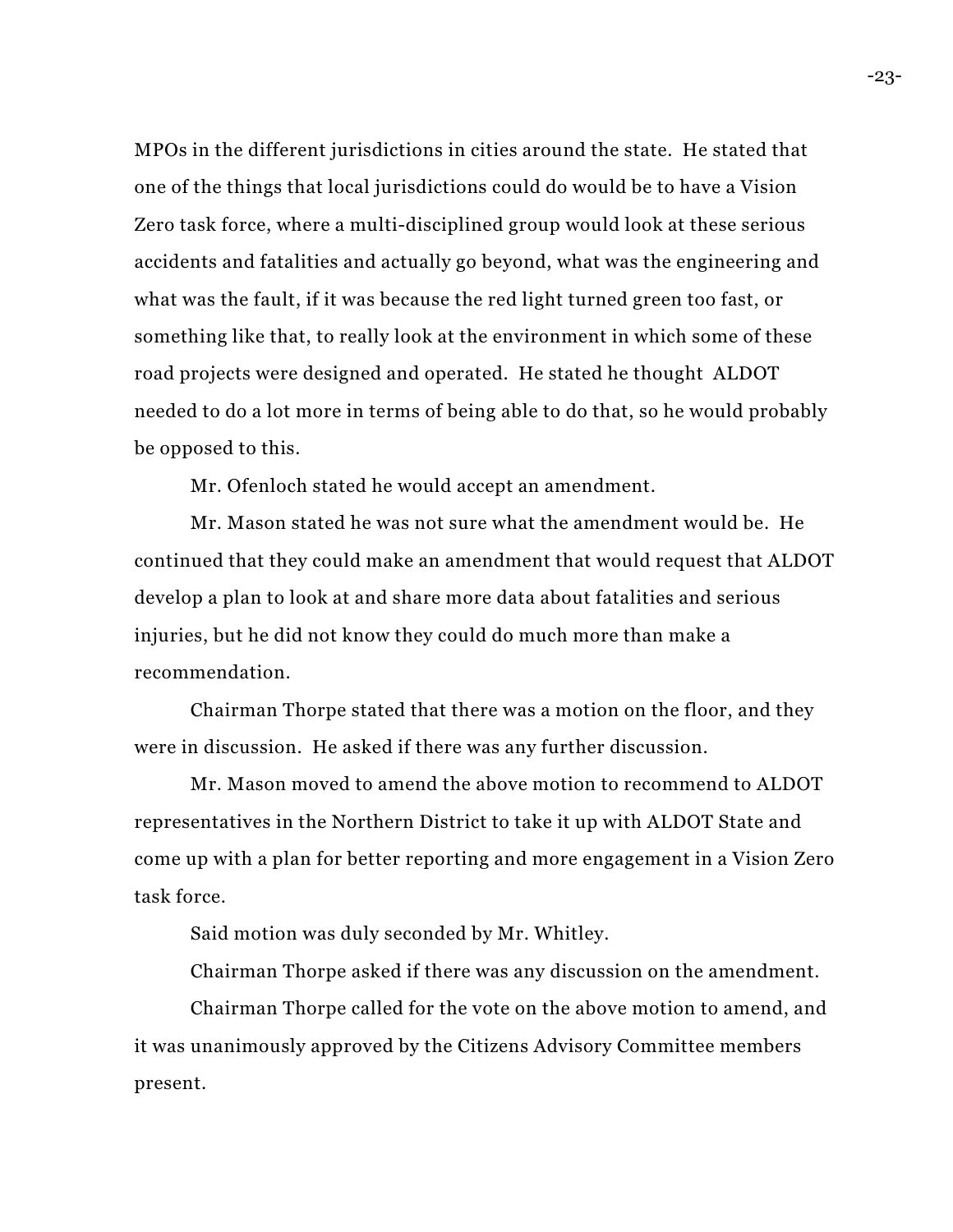MPOs in the different jurisdictions in cities around the state. He stated that one of the things that local jurisdictions could do would be to have a Vision Zero task force, where a multi-disciplined group would look at these serious accidents and fatalities and actually go beyond, what was the engineering and what was the fault, if it was because the red light turned green too fast, or something like that, to really look at the environment in which some of these road projects were designed and operated. He stated he thought ALDOT needed to do a lot more in terms of being able to do that, so he would probably be opposed to this.

Mr. Ofenloch stated he would accept an amendment.

Mr. Mason stated he was not sure what the amendment would be. He continued that they could make an amendment that would request that ALDOT develop a plan to look at and share more data about fatalities and serious injuries, but he did not know they could do much more than make a recommendation.

Chairman Thorpe stated that there was a motion on the floor, and they were in discussion. He asked if there was any further discussion.

Mr. Mason moved to amend the above motion to recommend to ALDOT representatives in the Northern District to take it up with ALDOT State and come up with a plan for better reporting and more engagement in a Vision Zero task force.

Said motion was duly seconded by Mr. Whitley.

Chairman Thorpe asked if there was any discussion on the amendment.

Chairman Thorpe called for the vote on the above motion to amend, and it was unanimously approved by the Citizens Advisory Committee members present.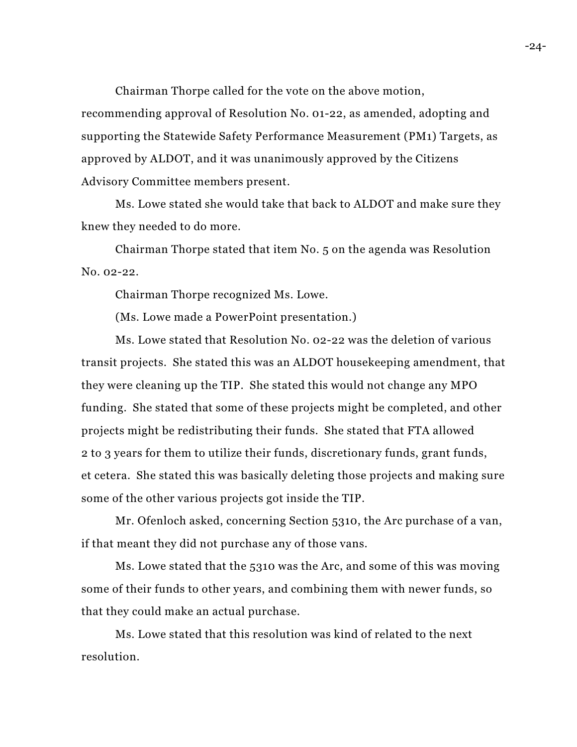Chairman Thorpe called for the vote on the above motion, recommending approval of Resolution No. 01-22, as amended, adopting and supporting the Statewide Safety Performance Measurement (PM1) Targets, as approved by ALDOT, and it was unanimously approved by the Citizens Advisory Committee members present.

Ms. Lowe stated she would take that back to ALDOT and make sure they knew they needed to do more.

Chairman Thorpe stated that item No. 5 on the agenda was Resolution No. 02-22.

Chairman Thorpe recognized Ms. Lowe.

(Ms. Lowe made a PowerPoint presentation.)

Ms. Lowe stated that Resolution No. 02-22 was the deletion of various transit projects. She stated this was an ALDOT housekeeping amendment, that they were cleaning up the TIP. She stated this would not change any MPO funding. She stated that some of these projects might be completed, and other projects might be redistributing their funds. She stated that FTA allowed 2 to 3 years for them to utilize their funds, discretionary funds, grant funds, et cetera. She stated this was basically deleting those projects and making sure some of the other various projects got inside the TIP.

Mr. Ofenloch asked, concerning Section 5310, the Arc purchase of a van, if that meant they did not purchase any of those vans.

Ms. Lowe stated that the 5310 was the Arc, and some of this was moving some of their funds to other years, and combining them with newer funds, so that they could make an actual purchase.

Ms. Lowe stated that this resolution was kind of related to the next resolution.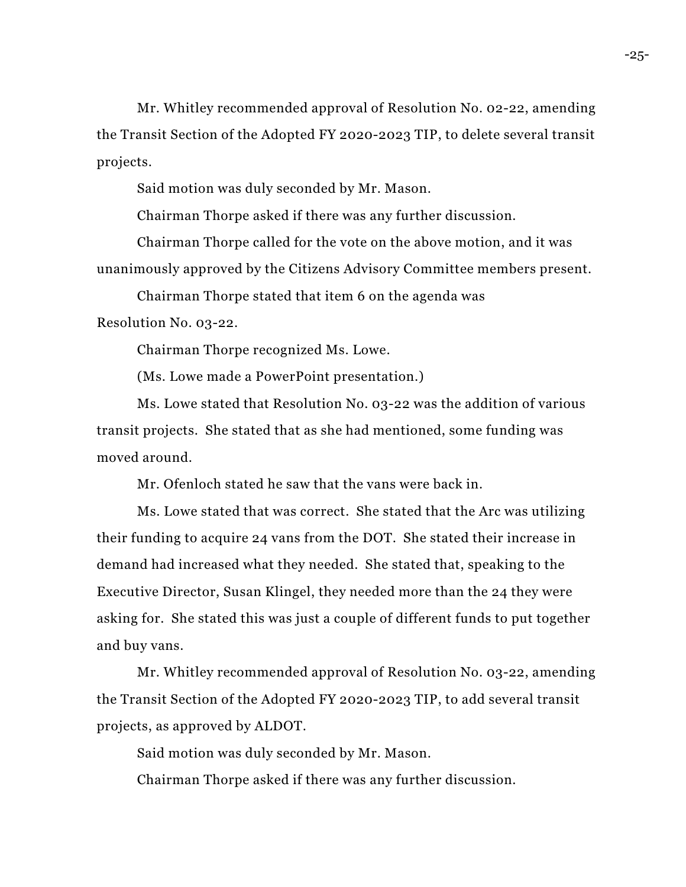Mr. Whitley recommended approval of Resolution No. 02-22, amending the Transit Section of the Adopted FY 2020-2023 TIP, to delete several transit projects.

Said motion was duly seconded by Mr. Mason.

Chairman Thorpe asked if there was any further discussion.

Chairman Thorpe called for the vote on the above motion, and it was unanimously approved by the Citizens Advisory Committee members present.

Chairman Thorpe stated that item 6 on the agenda was Resolution No. 03-22.

Chairman Thorpe recognized Ms. Lowe.

(Ms. Lowe made a PowerPoint presentation.)

Ms. Lowe stated that Resolution No. 03-22 was the addition of various transit projects. She stated that as she had mentioned, some funding was moved around.

Mr. Ofenloch stated he saw that the vans were back in.

Ms. Lowe stated that was correct. She stated that the Arc was utilizing their funding to acquire 24 vans from the DOT. She stated their increase in demand had increased what they needed. She stated that, speaking to the Executive Director, Susan Klingel, they needed more than the 24 they were asking for. She stated this was just a couple of different funds to put together and buy vans.

Mr. Whitley recommended approval of Resolution No. 03-22, amending the Transit Section of the Adopted FY 2020-2023 TIP, to add several transit projects, as approved by ALDOT.

Said motion was duly seconded by Mr. Mason.

Chairman Thorpe asked if there was any further discussion.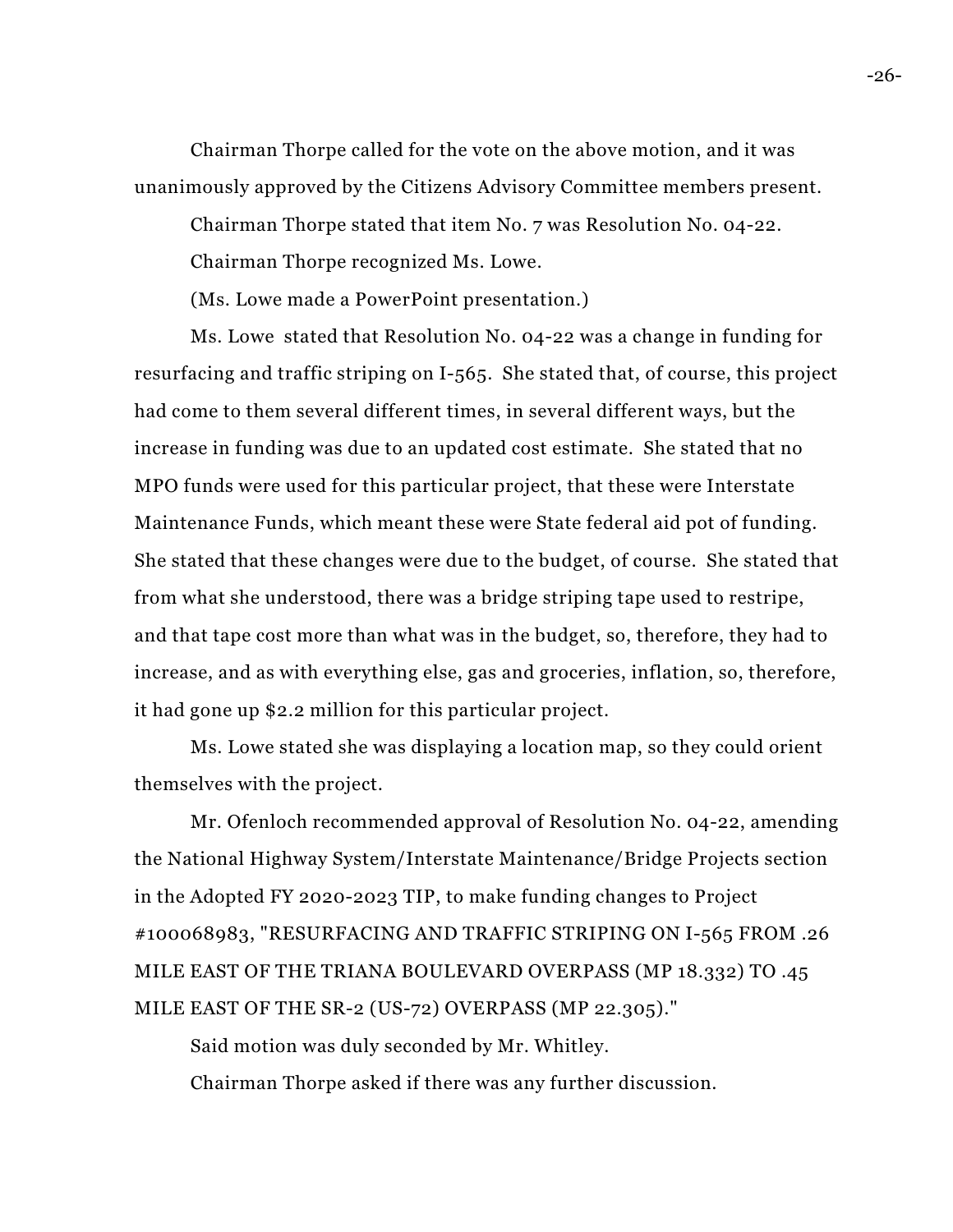Chairman Thorpe called for the vote on the above motion, and it was unanimously approved by the Citizens Advisory Committee members present.

Chairman Thorpe stated that item No. 7 was Resolution No. 04-22.

Chairman Thorpe recognized Ms. Lowe.

(Ms. Lowe made a PowerPoint presentation.)

Ms. Lowe stated that Resolution No. 04-22 was a change in funding for resurfacing and traffic striping on I-565. She stated that, of course, this project had come to them several different times, in several different ways, but the increase in funding was due to an updated cost estimate. She stated that no MPO funds were used for this particular project, that these were Interstate Maintenance Funds, which meant these were State federal aid pot of funding. She stated that these changes were due to the budget, of course. She stated that from what she understood, there was a bridge striping tape used to restripe, and that tape cost more than what was in the budget, so, therefore, they had to increase, and as with everything else, gas and groceries, inflation, so, therefore, it had gone up $2.2 million for this particular project.

Ms. Lowe stated she was displaying a location map, so they could orient themselves with the project.

Mr. Ofenloch recommended approval of Resolution No. 04-22, amending the National Highway System/Interstate Maintenance/Bridge Projects section in the Adopted FY 2020-2023 TIP, to make funding changes to Project #100068983, "RESURFACING AND TRAFFIC STRIPING ON I-565 FROM .26 MILE EAST OF THE TRIANA BOULEVARD OVERPASS (MP 18.332) TO .45 MILE EAST OF THE SR-2 (US-72) OVERPASS (MP 22.305)."

Said motion was duly seconded by Mr. Whitley.

Chairman Thorpe asked if there was any further discussion.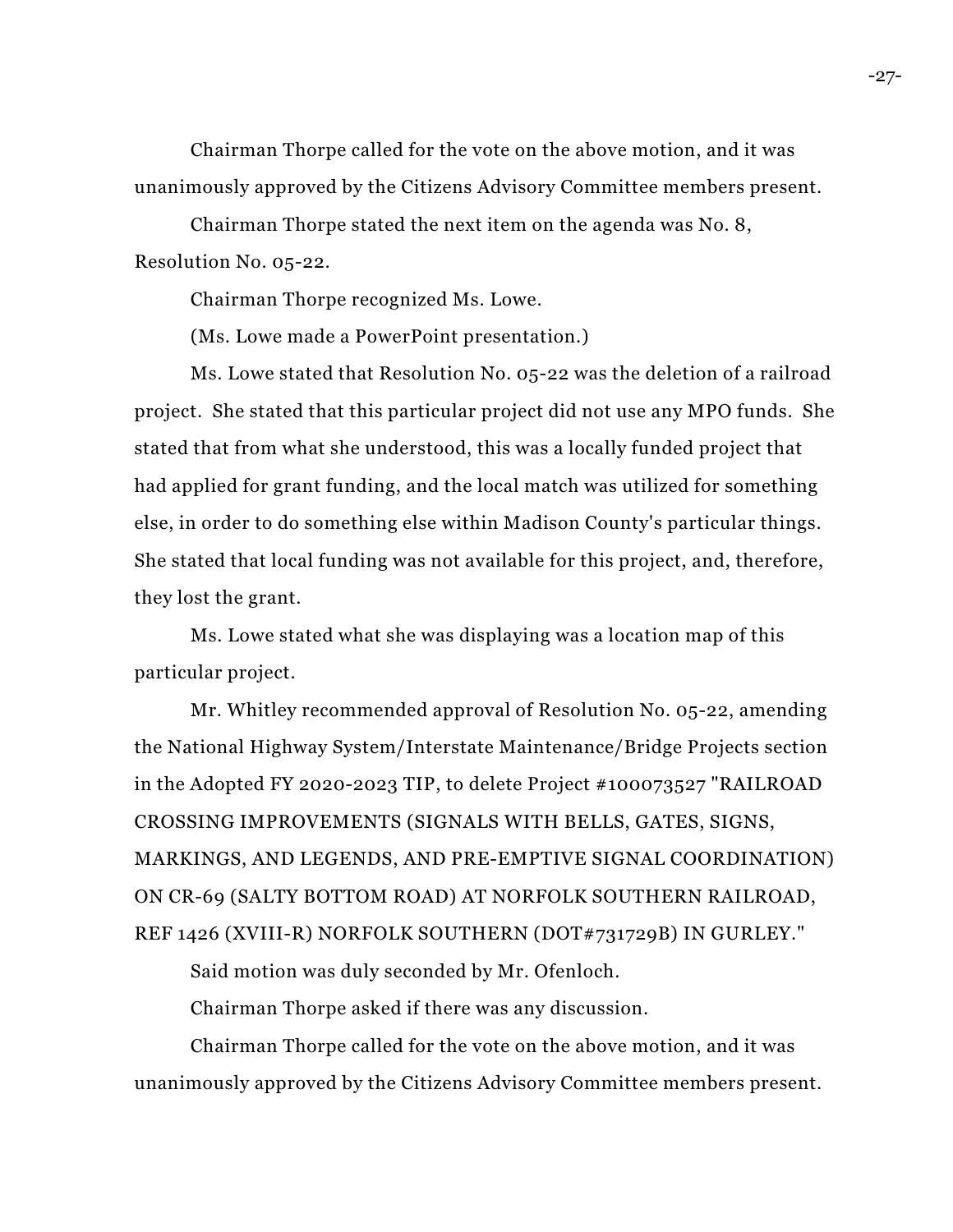Chairman Thorpe called for the vote on the above motion, and it was unanimously approved by the Citizens Advisory Committee members present.

Chairman Thorpe stated the next item on the agenda was No. 8, Resolution No. 05-22.

Chairman Thorpe recognized Ms. Lowe.

(Ms. Lowe made a PowerPoint presentation.)

Ms. Lowe stated that Resolution No. 05-22 was the deletion of a railroad project. She stated that this particular project did not use any MPO funds. She stated that from what she understood, this was a locally funded project that had applied for grant funding, and the local match was utilized for something else, in order to do something else within Madison County's particular things. She stated that local funding was not available for this project, and, therefore, they lost the grant.

Ms. Lowe stated what she was displaying was a location map of this particular project.

Mr. Whitley recommended approval of Resolution No. 05-22, amending the National Highway System/Interstate Maintenance/Bridge Projects section in the Adopted FY 2020-2023 TIP, to delete Project #100073527 "RAILROAD CROSSING IMPROVEMENTS (SIGNALS WITH BELLS, GATES, SIGNS, MARKINGS, AND LEGENDS, AND PRE-EMPTIVE SIGNAL COORDINATION) ON CR-69 (SALTY BOTTOM ROAD) AT NORFOLK SOUTHERN RAILROAD, REF 1426 (XVIII-R) NORFOLK SOUTHERN (DOT#731729B) IN GURLEY."

Said motion was duly seconded by Mr. Ofenloch.

Chairman Thorpe asked if there was any discussion.

Chairman Thorpe called for the vote on the above motion, and it was unanimously approved by the Citizens Advisory Committee members present.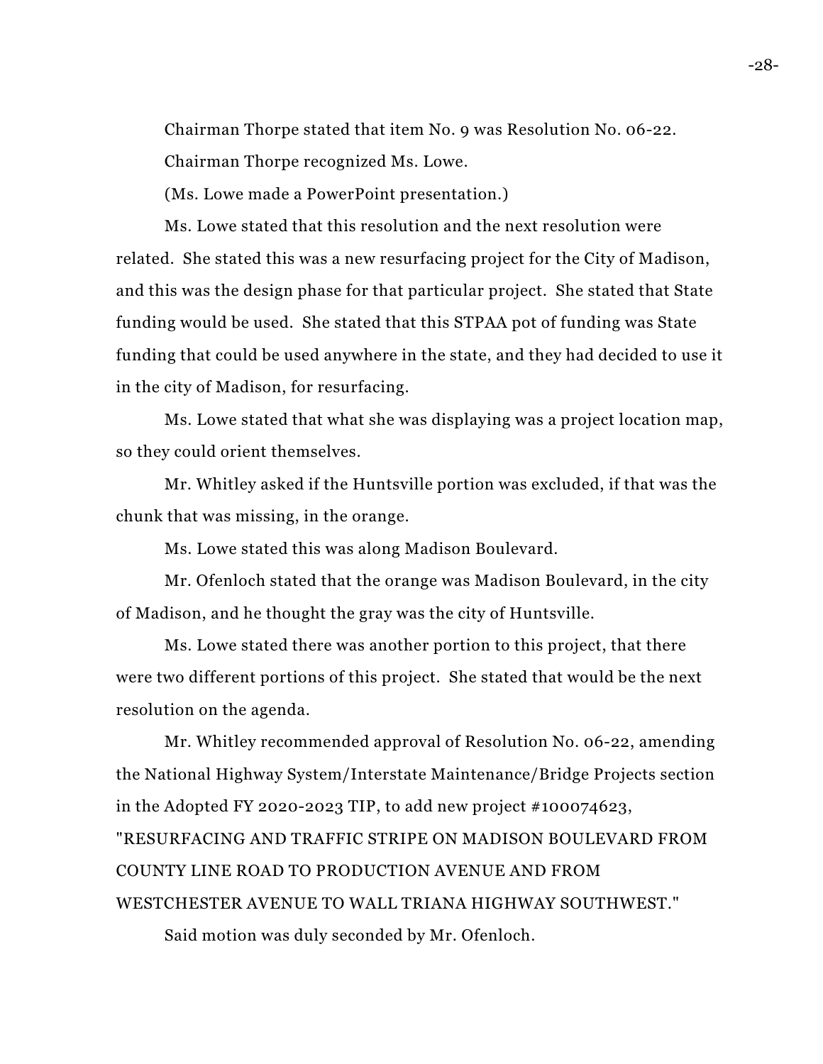Chairman Thorpe stated that item No. 9 was Resolution No. 06-22.

Chairman Thorpe recognized Ms. Lowe.

(Ms. Lowe made a PowerPoint presentation.)

Ms. Lowe stated that this resolution and the next resolution were related. She stated this was a new resurfacing project for the City of Madison, and this was the design phase for that particular project. She stated that State funding would be used. She stated that this STPAA pot of funding was State funding that could be used anywhere in the state, and they had decided to use it in the city of Madison, for resurfacing.

Ms. Lowe stated that what she was displaying was a project location map, so they could orient themselves.

Mr. Whitley asked if the Huntsville portion was excluded, if that was the chunk that was missing, in the orange.

Ms. Lowe stated this was along Madison Boulevard.

Mr. Ofenloch stated that the orange was Madison Boulevard, in the city of Madison, and he thought the gray was the city of Huntsville.

Ms. Lowe stated there was another portion to this project, that there were two different portions of this project. She stated that would be the next resolution on the agenda.

Mr. Whitley recommended approval of Resolution No. 06-22, amending the National Highway System/Interstate Maintenance/Bridge Projects section in the Adopted FY 2020-2023 TIP, to add new project #100074623, "RESURFACING AND TRAFFIC STRIPE ON MADISON BOULEVARD FROM COUNTY LINE ROAD TO PRODUCTION AVENUE AND FROM WESTCHESTER AVENUE TO WALL TRIANA HIGHWAY SOUTHWEST."

Said motion was duly seconded by Mr. Ofenloch.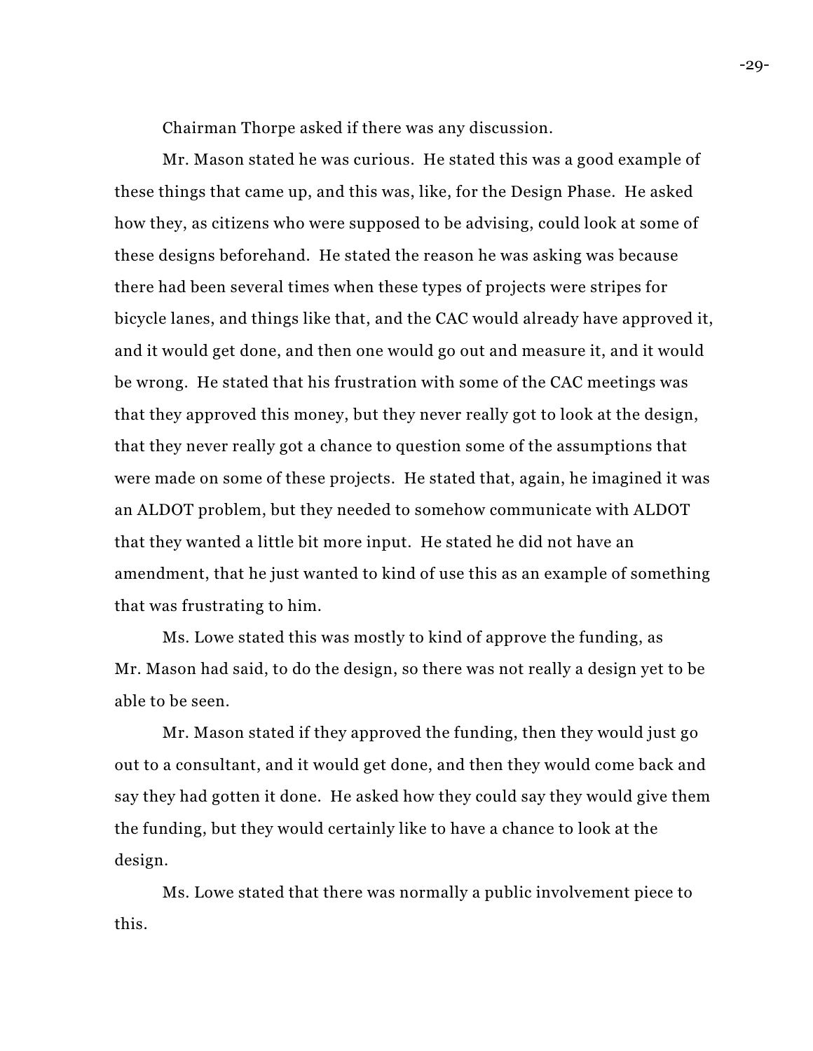Chairman Thorpe asked if there was any discussion.

Mr. Mason stated he was curious. He stated this was a good example of these things that came up, and this was, like, for the Design Phase. He asked how they, as citizens who were supposed to be advising, could look at some of these designs beforehand. He stated the reason he was asking was because there had been several times when these types of projects were stripes for bicycle lanes, and things like that, and the CAC would already have approved it, and it would get done, and then one would go out and measure it, and it would be wrong. He stated that his frustration with some of the CAC meetings was that they approved this money, but they never really got to look at the design, that they never really got a chance to question some of the assumptions that were made on some of these projects. He stated that, again, he imagined it was an ALDOT problem, but they needed to somehow communicate with ALDOT that they wanted a little bit more input. He stated he did not have an amendment, that he just wanted to kind of use this as an example of something that was frustrating to him.

Ms. Lowe stated this was mostly to kind of approve the funding, as Mr. Mason had said, to do the design, so there was not really a design yet to be able to be seen.

Mr. Mason stated if they approved the funding, then they would just go out to a consultant, and it would get done, and then they would come back and say they had gotten it done. He asked how they could say they would give them the funding, but they would certainly like to have a chance to look at the design.

Ms. Lowe stated that there was normally a public involvement piece to this.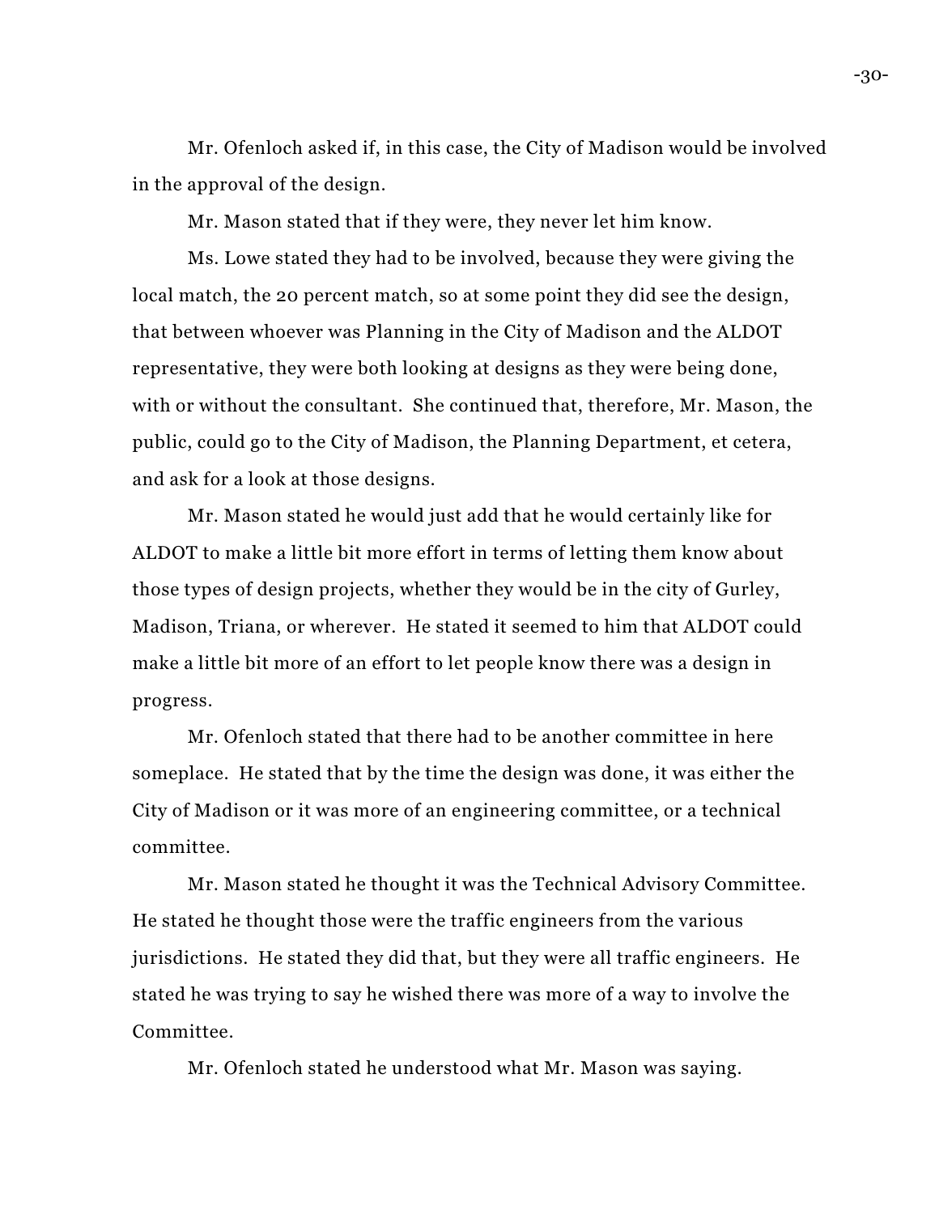Mr. Ofenloch asked if, in this case, the City of Madison would be involved in the approval of the design.

Mr. Mason stated that if they were, they never let him know.

Ms. Lowe stated they had to be involved, because they were giving the local match, the 20 percent match, so at some point they did see the design, that between whoever was Planning in the City of Madison and the ALDOT representative, they were both looking at designs as they were being done, with or without the consultant.  She continued that, therefore, Mr. Mason, the public, could go to the City of Madison, the Planning Department, et cetera, and ask for a look at those designs.

Mr. Mason stated he would just add that he would certainly like for ALDOT to make a little bit more effort in terms of letting them know about those types of design projects, whether they would be in the city of Gurley, Madison, Triana, or wherever.  He stated it seemed to him that ALDOT could make a little bit more of an effort to let people know there was a design in progress.

Mr. Ofenloch stated that there had to be another committee in here someplace.  He stated that by the time the design was done, it was either the City of Madison or it was more of an engineering committee, or a technical committee.

Mr. Mason stated he thought it was the Technical Advisory Committee. He stated he thought those were the traffic engineers from the various jurisdictions.  He stated they did that, but they were all traffic engineers.  He stated he was trying to say he wished there was more of a way to involve the Committee.

Mr. Ofenloch stated he understood what Mr. Mason was saying.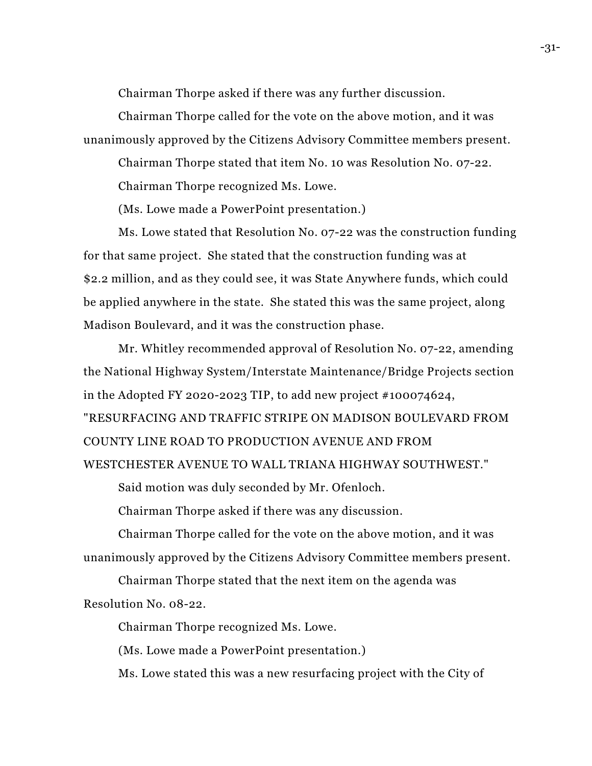Chairman Thorpe asked if there was any further discussion.

Chairman Thorpe called for the vote on the above motion, and it was unanimously approved by the Citizens Advisory Committee members present.

Chairman Thorpe stated that item No. 10 was Resolution No. 07-22.

Chairman Thorpe recognized Ms. Lowe.

(Ms. Lowe made a PowerPoint presentation.)

Ms. Lowe stated that Resolution No. 07-22 was the construction funding for that same project. She stated that the construction funding was at $2.2 million, and as they could see, it was State Anywhere funds, which could be applied anywhere in the state. She stated this was the same project, along Madison Boulevard, and it was the construction phase.

Mr. Whitley recommended approval of Resolution No. 07-22, amending the National Highway System/Interstate Maintenance/Bridge Projects section in the Adopted FY 2020-2023 TIP, to add new project #100074624, "RESURFACING AND TRAFFIC STRIPE ON MADISON BOULEVARD FROM COUNTY LINE ROAD TO PRODUCTION AVENUE AND FROM WESTCHESTER AVENUE TO WALL TRIANA HIGHWAY SOUTHWEST."

Said motion was duly seconded by Mr. Ofenloch.

Chairman Thorpe asked if there was any discussion.

Chairman Thorpe called for the vote on the above motion, and it was unanimously approved by the Citizens Advisory Committee members present.

Chairman Thorpe stated that the next item on the agenda was Resolution No. 08-22.

Chairman Thorpe recognized Ms. Lowe.

(Ms. Lowe made a PowerPoint presentation.)

Ms. Lowe stated this was a new resurfacing project with the City of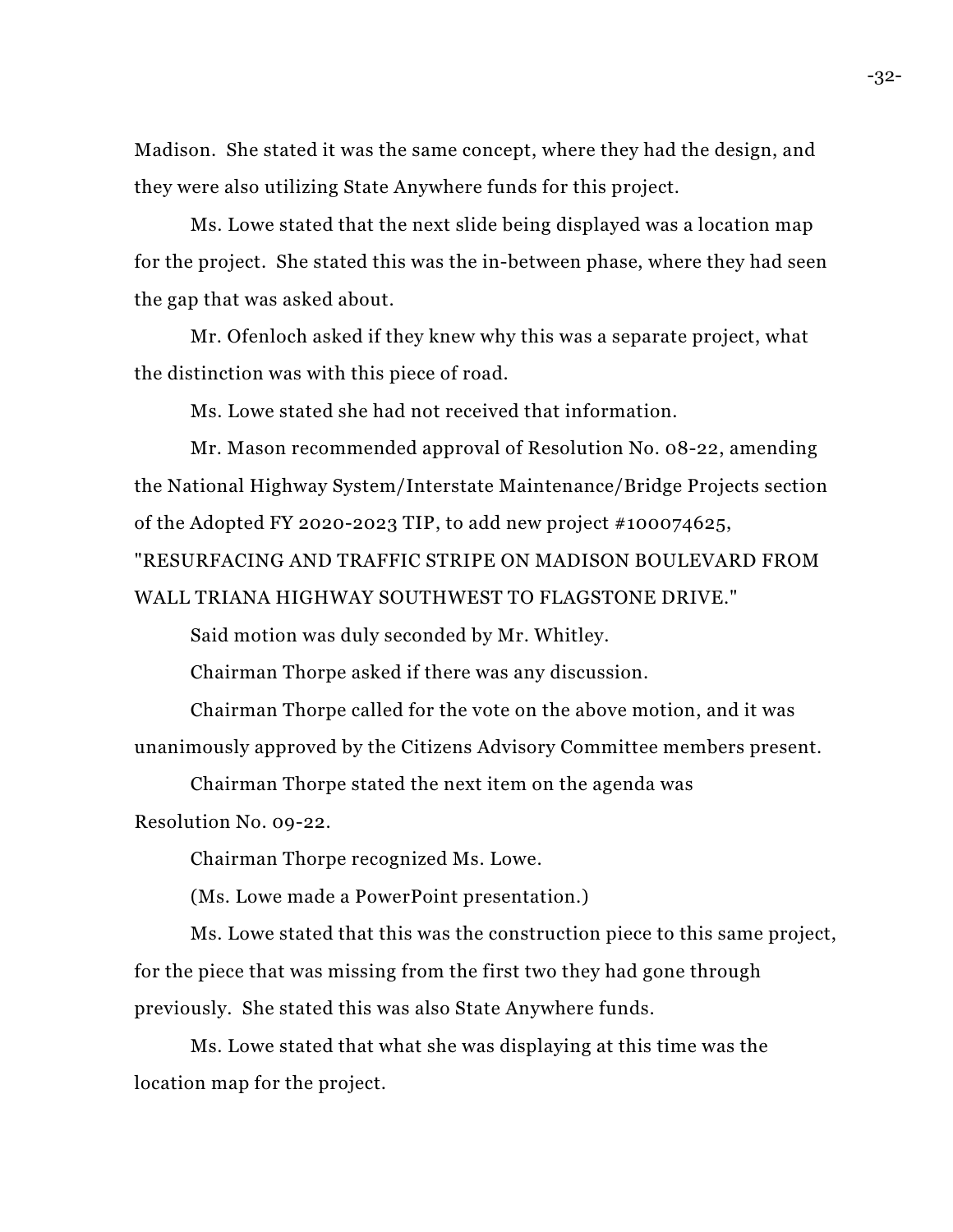Madison. She stated it was the same concept, where they had the design, and they were also utilizing State Anywhere funds for this project.

Ms. Lowe stated that the next slide being displayed was a location map for the project. She stated this was the in-between phase, where they had seen the gap that was asked about.

Mr. Ofenloch asked if they knew why this was a separate project, what the distinction was with this piece of road.

Ms. Lowe stated she had not received that information.

Mr. Mason recommended approval of Resolution No. 08-22, amending the National Highway System/Interstate Maintenance/Bridge Projects section of the Adopted FY 2020-2023 TIP, to add new project #100074625, "RESURFACING AND TRAFFIC STRIPE ON MADISON BOULEVARD FROM WALL TRIANA HIGHWAY SOUTHWEST TO FLAGSTONE DRIVE."

Said motion was duly seconded by Mr. Whitley.

Chairman Thorpe asked if there was any discussion.

Chairman Thorpe called for the vote on the above motion, and it was unanimously approved by the Citizens Advisory Committee members present.

Chairman Thorpe stated the next item on the agenda was Resolution No. 09-22.

Chairman Thorpe recognized Ms. Lowe.

(Ms. Lowe made a PowerPoint presentation.)

Ms. Lowe stated that this was the construction piece to this same project, for the piece that was missing from the first two they had gone through previously. She stated this was also State Anywhere funds.

Ms. Lowe stated that what she was displaying at this time was the location map for the project.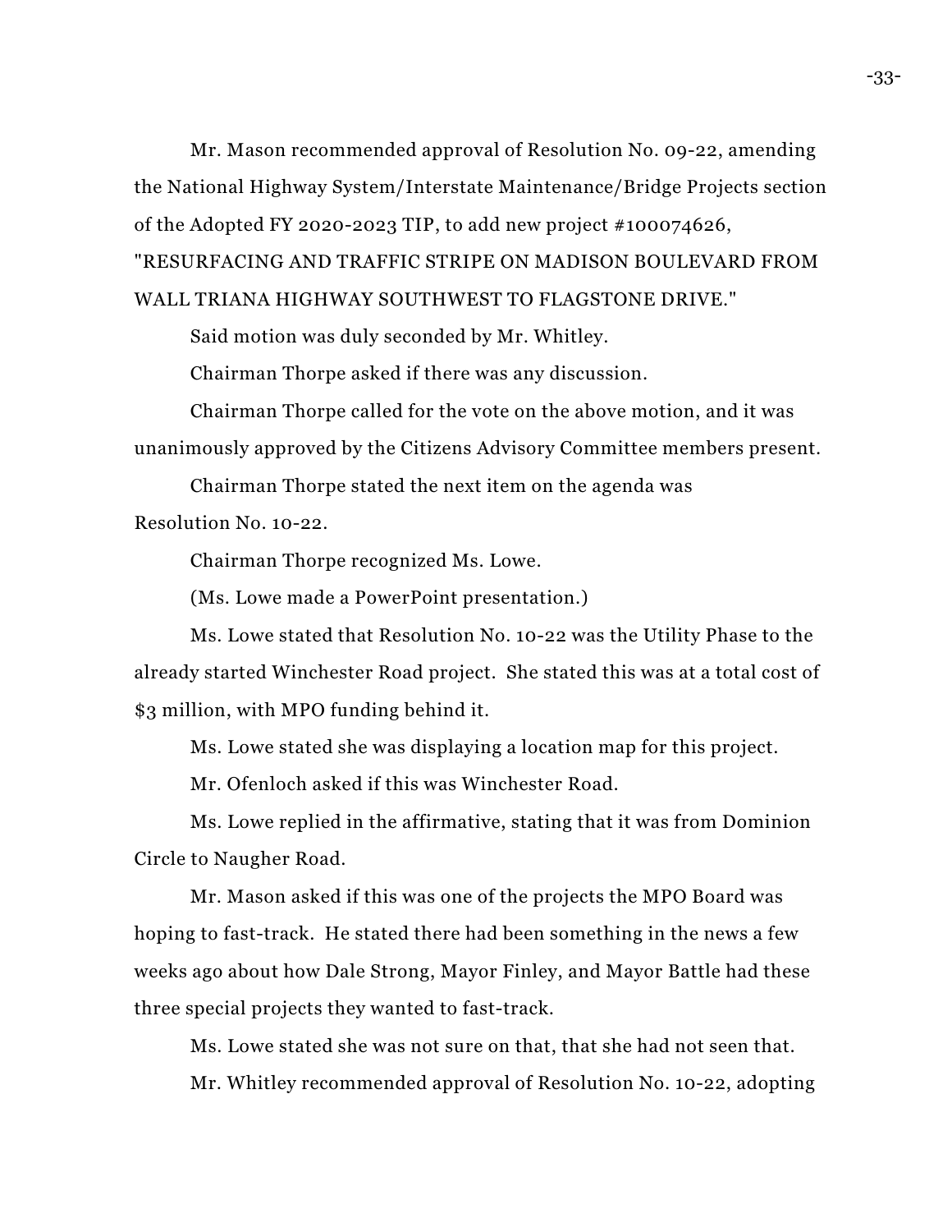Mr. Mason recommended approval of Resolution No. 09-22, amending the National Highway System/Interstate Maintenance/Bridge Projects section of the Adopted FY 2020-2023 TIP, to add new project #100074626, "RESURFACING AND TRAFFIC STRIPE ON MADISON BOULEVARD FROM WALL TRIANA HIGHWAY SOUTHWEST TO FLAGSTONE DRIVE."

Said motion was duly seconded by Mr. Whitley.

Chairman Thorpe asked if there was any discussion.

Chairman Thorpe called for the vote on the above motion, and it was unanimously approved by the Citizens Advisory Committee members present.

Chairman Thorpe stated the next item on the agenda was Resolution No. 10-22.

Chairman Thorpe recognized Ms. Lowe.

(Ms. Lowe made a PowerPoint presentation.)

Ms. Lowe stated that Resolution No. 10-22 was the Utility Phase to the already started Winchester Road project. She stated this was at a total cost of $3 million, with MPO funding behind it.

Ms. Lowe stated she was displaying a location map for this project.

Mr. Ofenloch asked if this was Winchester Road.

Ms. Lowe replied in the affirmative, stating that it was from Dominion Circle to Naugher Road.

Mr. Mason asked if this was one of the projects the MPO Board was hoping to fast-track. He stated there had been something in the news a few weeks ago about how Dale Strong, Mayor Finley, and Mayor Battle had these three special projects they wanted to fast-track.

Ms. Lowe stated she was not sure on that, that she had not seen that.

Mr. Whitley recommended approval of Resolution No. 10-22, adopting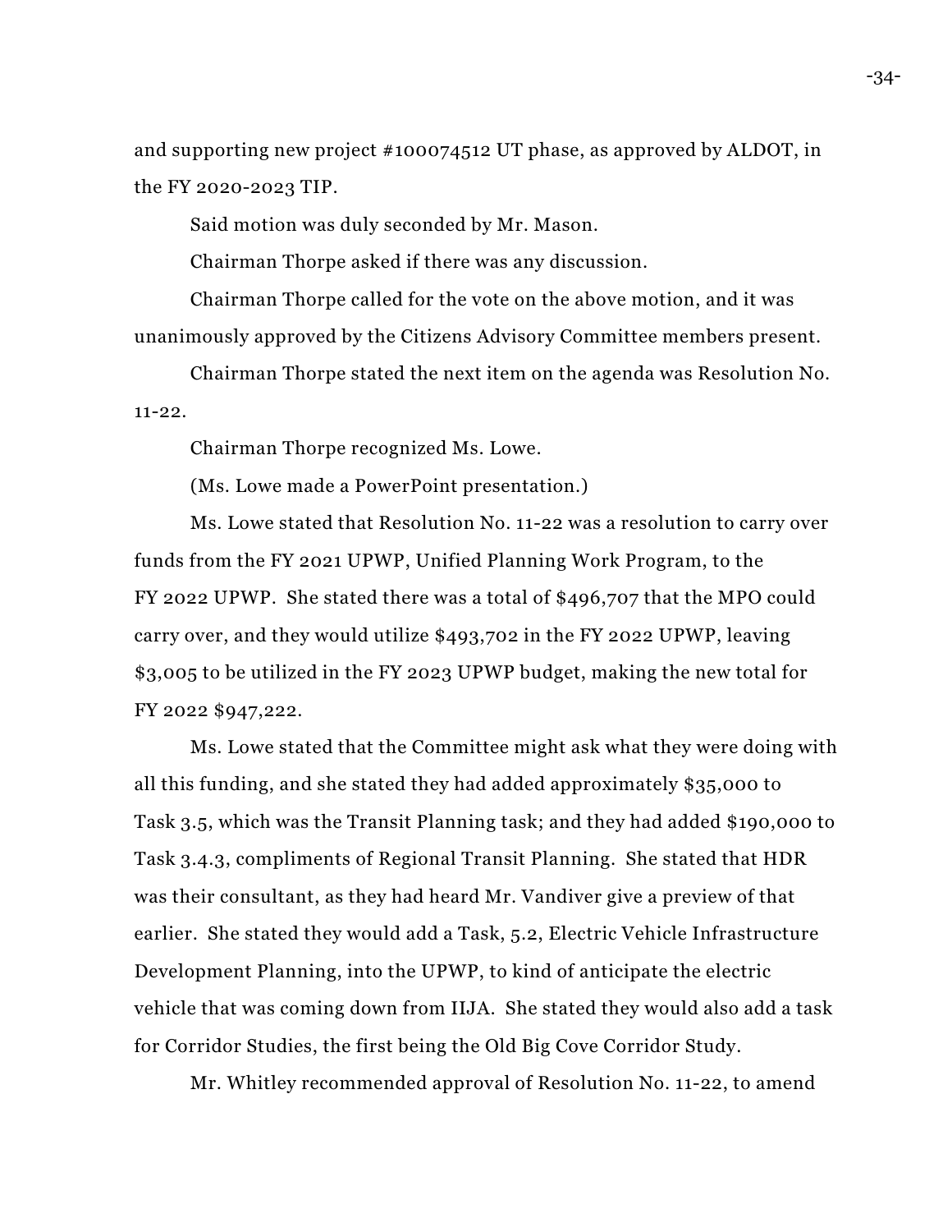and supporting new project #100074512 UT phase, as approved by ALDOT, in the FY 2020-2023 TIP.

Said motion was duly seconded by Mr. Mason.

Chairman Thorpe asked if there was any discussion.

Chairman Thorpe called for the vote on the above motion, and it was unanimously approved by the Citizens Advisory Committee members present.

Chairman Thorpe stated the next item on the agenda was Resolution No. 11-22.

Chairman Thorpe recognized Ms. Lowe.

(Ms. Lowe made a PowerPoint presentation.)

Ms. Lowe stated that Resolution No. 11-22 was a resolution to carry over funds from the FY 2021 UPWP, Unified Planning Work Program, to the FY 2022 UPWP. She stated there was a total of $496,707 that the MPO could carry over, and they would utilize $493,702 in the FY 2022 UPWP, leaving $3,005 to be utilized in the FY 2023 UPWP budget, making the new total for FY 2022 $947,222.

Ms. Lowe stated that the Committee might ask what they were doing with all this funding, and she stated they had added approximately $35,000 to Task 3.5, which was the Transit Planning task; and they had added $190,000 to Task 3.4.3, compliments of Regional Transit Planning. She stated that HDR was their consultant, as they had heard Mr. Vandiver give a preview of that earlier. She stated they would add a Task, 5.2, Electric Vehicle Infrastructure Development Planning, into the UPWP, to kind of anticipate the electric vehicle that was coming down from IIJA. She stated they would also add a task for Corridor Studies, the first being the Old Big Cove Corridor Study.

Mr. Whitley recommended approval of Resolution No. 11-22, to amend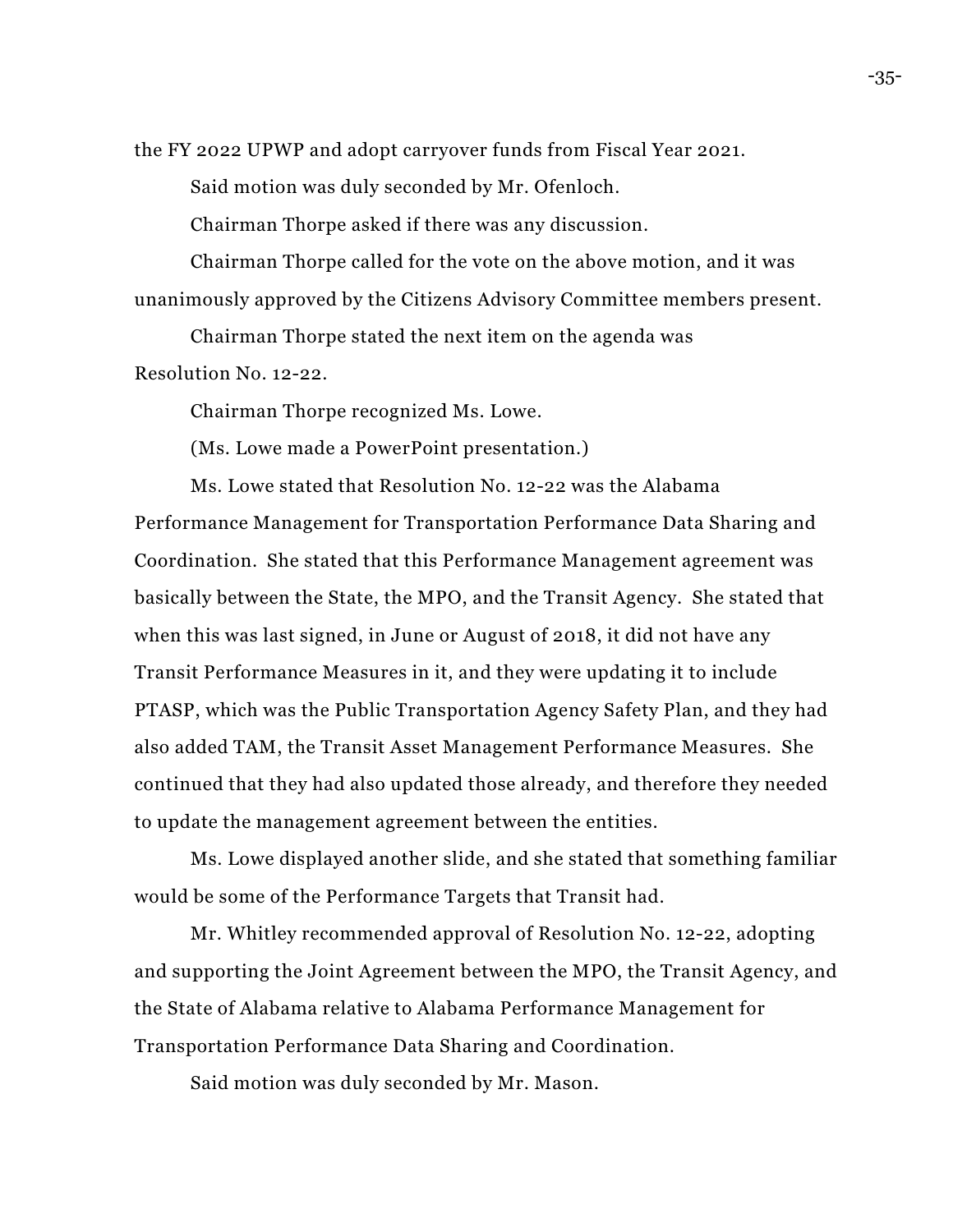the FY 2022 UPWP and adopt carryover funds from Fiscal Year 2021.

Said motion was duly seconded by Mr. Ofenloch.

Chairman Thorpe asked if there was any discussion.

Chairman Thorpe called for the vote on the above motion, and it was unanimously approved by the Citizens Advisory Committee members present.

Chairman Thorpe stated the next item on the agenda was Resolution No. 12-22.

Chairman Thorpe recognized Ms. Lowe.

(Ms. Lowe made a PowerPoint presentation.)

Ms. Lowe stated that Resolution No. 12-22 was the Alabama Performance Management for Transportation Performance Data Sharing and Coordination. She stated that this Performance Management agreement was basically between the State, the MPO, and the Transit Agency. She stated that when this was last signed, in June or August of 2018, it did not have any Transit Performance Measures in it, and they were updating it to include PTASP, which was the Public Transportation Agency Safety Plan, and they had also added TAM, the Transit Asset Management Performance Measures. She continued that they had also updated those already, and therefore they needed to update the management agreement between the entities.

Ms. Lowe displayed another slide, and she stated that something familiar would be some of the Performance Targets that Transit had.

Mr. Whitley recommended approval of Resolution No. 12-22, adopting and supporting the Joint Agreement between the MPO, the Transit Agency, and the State of Alabama relative to Alabama Performance Management for Transportation Performance Data Sharing and Coordination.

Said motion was duly seconded by Mr. Mason.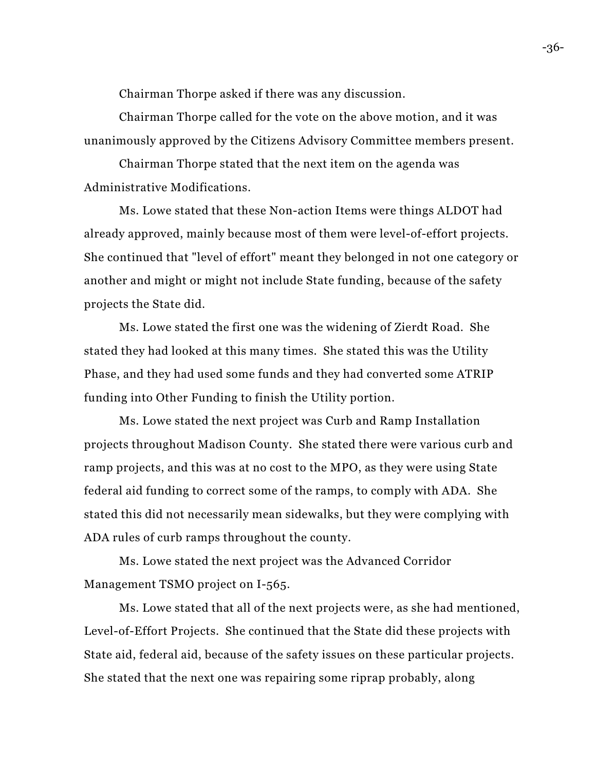Chairman Thorpe asked if there was any discussion.

Chairman Thorpe called for the vote on the above motion, and it was unanimously approved by the Citizens Advisory Committee members present.

Chairman Thorpe stated that the next item on the agenda was Administrative Modifications.

Ms. Lowe stated that these Non-action Items were things ALDOT had already approved, mainly because most of them were level-of-effort projects. She continued that "level of effort" meant they belonged in not one category or another and might or might not include State funding, because of the safety projects the State did.

Ms. Lowe stated the first one was the widening of Zierdt Road. She stated they had looked at this many times. She stated this was the Utility Phase, and they had used some funds and they had converted some ATRIP funding into Other Funding to finish the Utility portion.

Ms. Lowe stated the next project was Curb and Ramp Installation projects throughout Madison County. She stated there were various curb and ramp projects, and this was at no cost to the MPO, as they were using State federal aid funding to correct some of the ramps, to comply with ADA. She stated this did not necessarily mean sidewalks, but they were complying with ADA rules of curb ramps throughout the county.

Ms. Lowe stated the next project was the Advanced Corridor Management TSMO project on I-565.

Ms. Lowe stated that all of the next projects were, as she had mentioned, Level-of-Effort Projects. She continued that the State did these projects with State aid, federal aid, because of the safety issues on these particular projects. She stated that the next one was repairing some riprap probably, along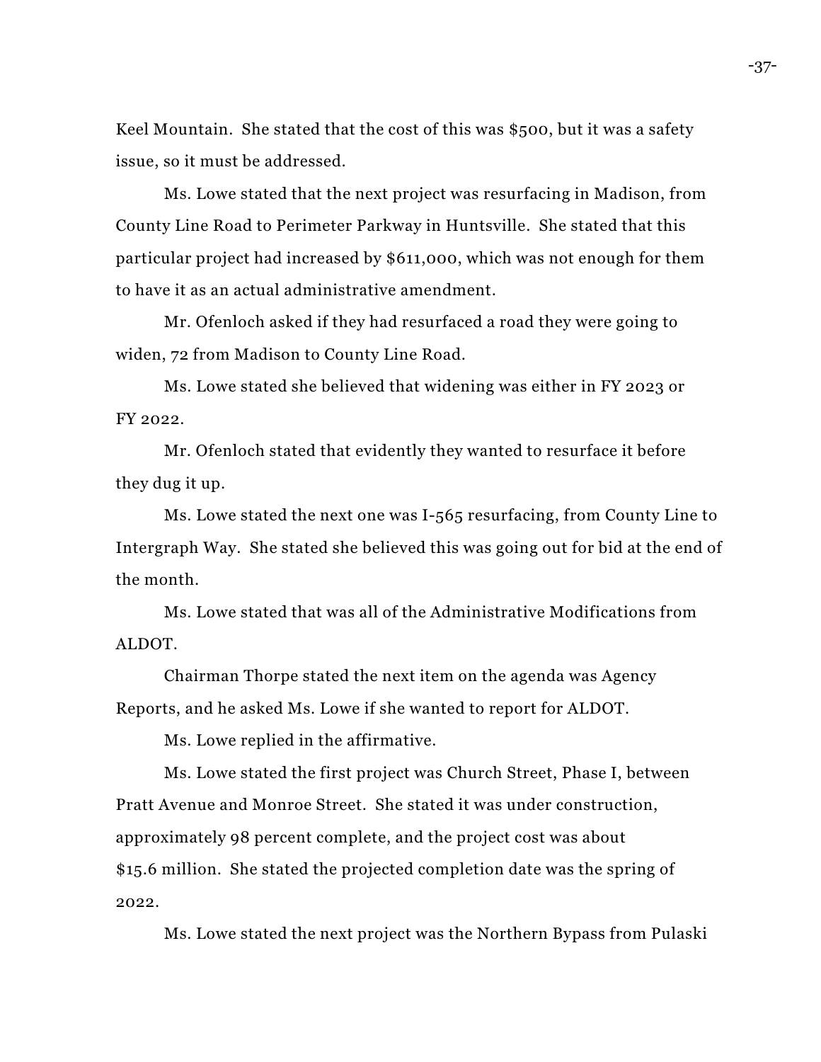Keel Mountain. She stated that the cost of this was $500, but it was a safety issue, so it must be addressed.

Ms. Lowe stated that the next project was resurfacing in Madison, from County Line Road to Perimeter Parkway in Huntsville. She stated that this particular project had increased by $611,000, which was not enough for them to have it as an actual administrative amendment.

Mr. Ofenloch asked if they had resurfaced a road they were going to widen, 72 from Madison to County Line Road.

Ms. Lowe stated she believed that widening was either in FY 2023 or FY 2022.

Mr. Ofenloch stated that evidently they wanted to resurface it before they dug it up.

Ms. Lowe stated the next one was I-565 resurfacing, from County Line to Intergraph Way. She stated she believed this was going out for bid at the end of the month.

Ms. Lowe stated that was all of the Administrative Modifications from ALDOT.

Chairman Thorpe stated the next item on the agenda was Agency Reports, and he asked Ms. Lowe if she wanted to report for ALDOT.

Ms. Lowe replied in the affirmative.

Ms. Lowe stated the first project was Church Street, Phase I, between Pratt Avenue and Monroe Street. She stated it was under construction, approximately 98 percent complete, and the project cost was about $15.6 million. She stated the projected completion date was the spring of 2022.

Ms. Lowe stated the next project was the Northern Bypass from Pulaski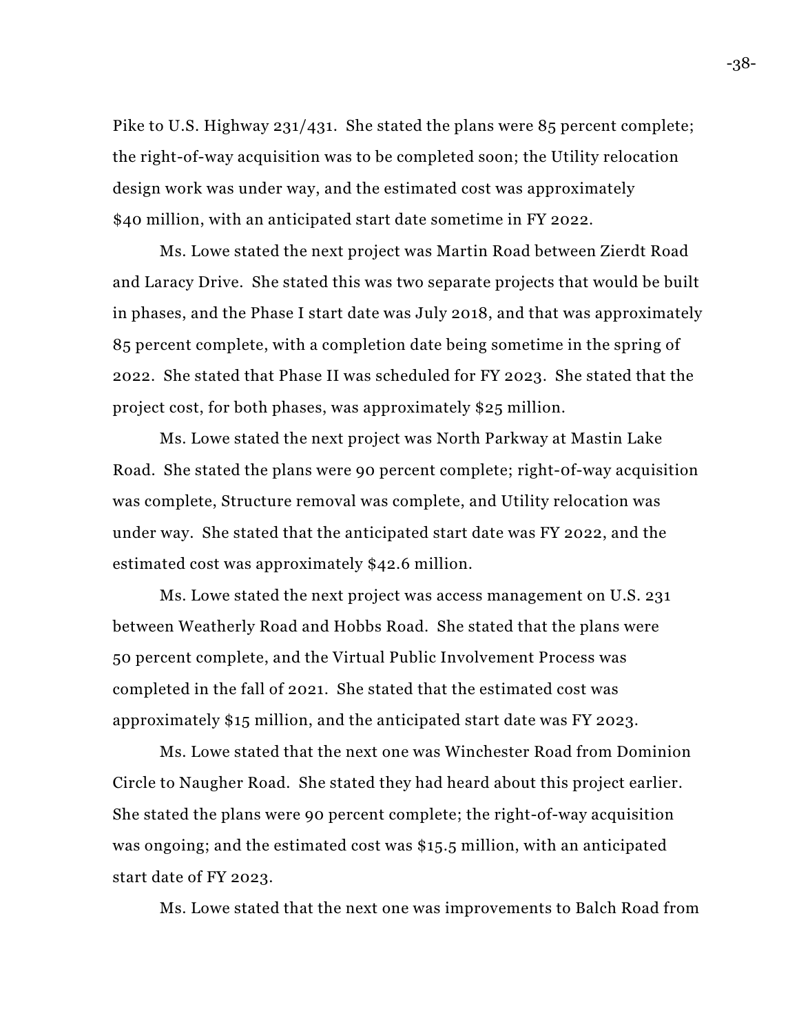Pike to U.S. Highway 231/431. She stated the plans were 85 percent complete; the right-of-way acquisition was to be completed soon; the Utility relocation design work was under way, and the estimated cost was approximately $40 million, with an anticipated start date sometime in FY 2022.

Ms. Lowe stated the next project was Martin Road between Zierdt Road and Laracy Drive. She stated this was two separate projects that would be built in phases, and the Phase I start date was July 2018, and that was approximately 85 percent complete, with a completion date being sometime in the spring of 2022. She stated that Phase II was scheduled for FY 2023. She stated that the project cost, for both phases, was approximately $25 million.

Ms. Lowe stated the next project was North Parkway at Mastin Lake Road. She stated the plans were 90 percent complete; right-0f-way acquisition was complete, Structure removal was complete, and Utility relocation was under way. She stated that the anticipated start date was FY 2022, and the estimated cost was approximately $42.6 million.

Ms. Lowe stated the next project was access management on U.S. 231 between Weatherly Road and Hobbs Road. She stated that the plans were 50 percent complete, and the Virtual Public Involvement Process was completed in the fall of 2021. She stated that the estimated cost was approximately $15 million, and the anticipated start date was FY 2023.

Ms. Lowe stated that the next one was Winchester Road from Dominion Circle to Naugher Road. She stated they had heard about this project earlier. She stated the plans were 90 percent complete; the right-of-way acquisition was ongoing; and the estimated cost was $15.5 million, with an anticipated start date of FY 2023.

Ms. Lowe stated that the next one was improvements to Balch Road from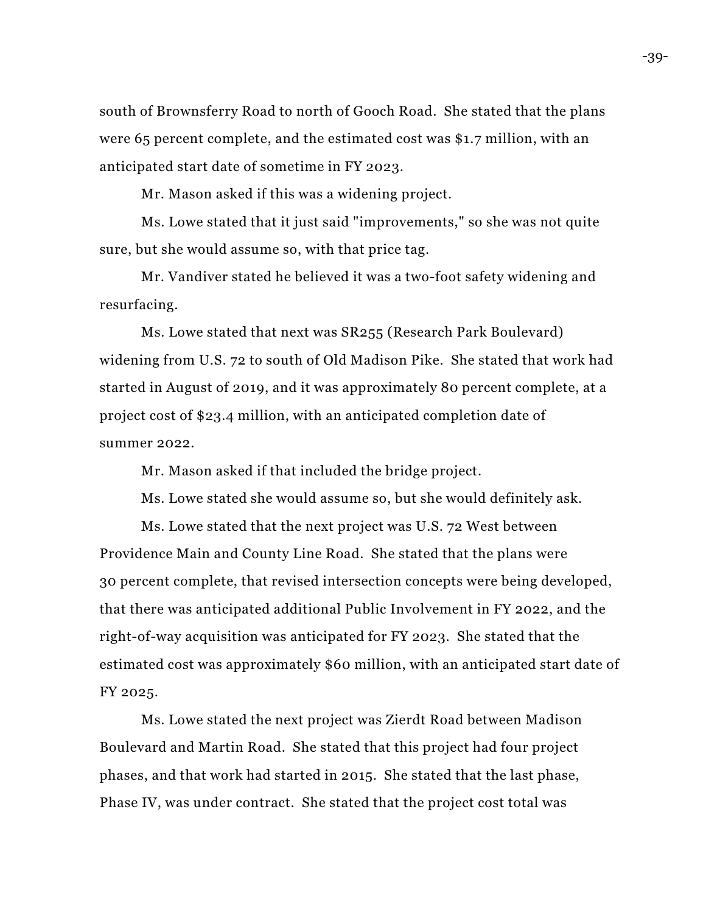south of Brownsferry Road to north of Gooch Road. She stated that the plans were 65 percent complete, and the estimated cost was $1.7 million, with an anticipated start date of sometime in FY 2023.

Mr. Mason asked if this was a widening project.

Ms. Lowe stated that it just said "improvements," so she was not quite sure, but she would assume so, with that price tag.

Mr. Vandiver stated he believed it was a two-foot safety widening and resurfacing.

Ms. Lowe stated that next was SR255 (Research Park Boulevard) widening from U.S. 72 to south of Old Madison Pike. She stated that work had started in August of 2019, and it was approximately 80 percent complete, at a project cost of $23.4 million, with an anticipated completion date of summer 2022.

Mr. Mason asked if that included the bridge project.

Ms. Lowe stated she would assume so, but she would definitely ask.

Ms. Lowe stated that the next project was U.S. 72 West between Providence Main and County Line Road. She stated that the plans were 30 percent complete, that revised intersection concepts were being developed, that there was anticipated additional Public Involvement in FY 2022, and the right-of-way acquisition was anticipated for FY 2023. She stated that the estimated cost was approximately $60 million, with an anticipated start date of FY 2025.

Ms. Lowe stated the next project was Zierdt Road between Madison Boulevard and Martin Road. She stated that this project had four project phases, and that work had started in 2015. She stated that the last phase, Phase IV, was under contract. She stated that the project cost total was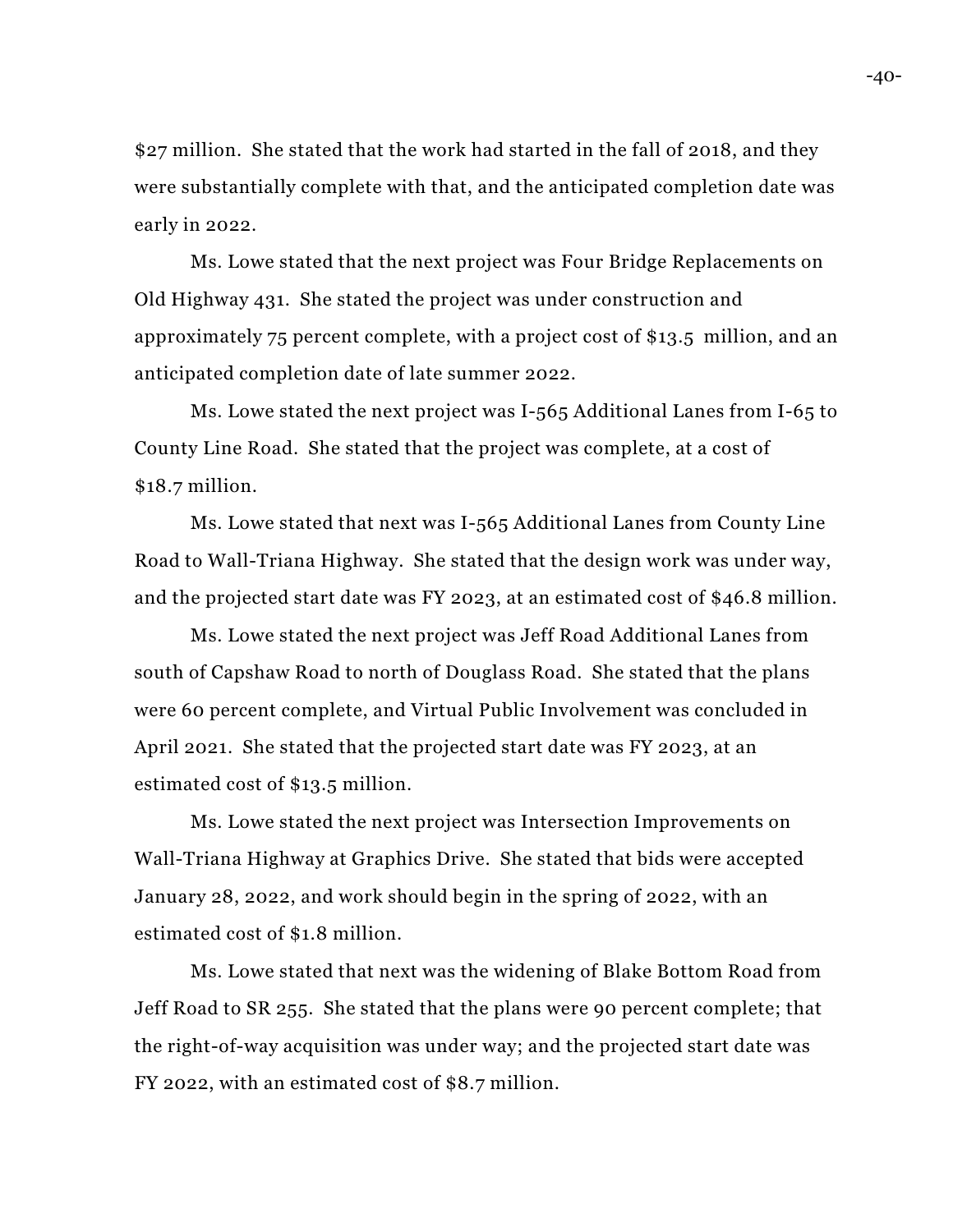$27 million. She stated that the work had started in the fall of 2018, and they were substantially complete with that, and the anticipated completion date was early in 2022.

Ms. Lowe stated that the next project was Four Bridge Replacements on Old Highway 431. She stated the project was under construction and approximately 75 percent complete, with a project cost of $13.5 million, and an anticipated completion date of late summer 2022.

Ms. Lowe stated the next project was I-565 Additional Lanes from I-65 to County Line Road. She stated that the project was complete, at a cost of $18.7 million.

Ms. Lowe stated that next was I-565 Additional Lanes from County Line Road to Wall-Triana Highway. She stated that the design work was under way, and the projected start date was FY 2023, at an estimated cost of $46.8 million.

Ms. Lowe stated the next project was Jeff Road Additional Lanes from south of Capshaw Road to north of Douglass Road. She stated that the plans were 60 percent complete, and Virtual Public Involvement was concluded in April 2021. She stated that the projected start date was FY 2023, at an estimated cost of $13.5 million.

Ms. Lowe stated the next project was Intersection Improvements on Wall-Triana Highway at Graphics Drive. She stated that bids were accepted January 28, 2022, and work should begin in the spring of 2022, with an estimated cost of $1.8 million.

Ms. Lowe stated that next was the widening of Blake Bottom Road from Jeff Road to SR 255. She stated that the plans were 90 percent complete; that the right-of-way acquisition was under way; and the projected start date was FY 2022, with an estimated cost of $8.7 million.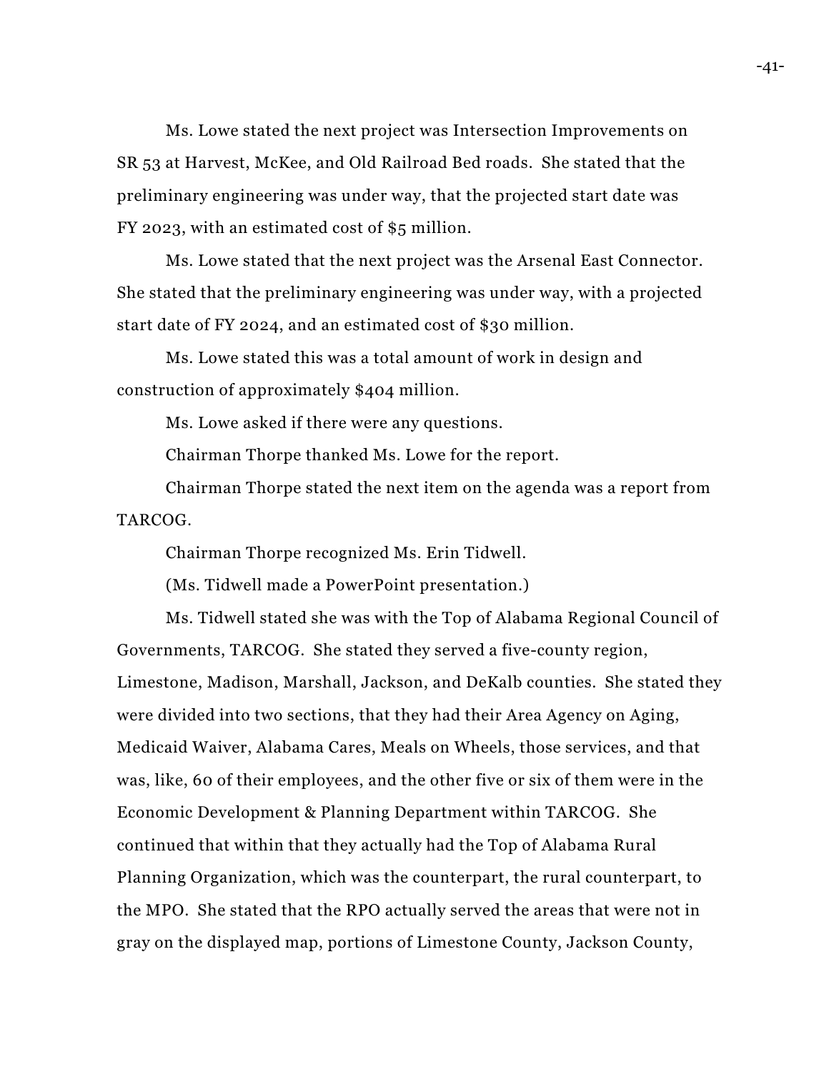Ms. Lowe stated the next project was Intersection Improvements on SR 53 at Harvest, McKee, and Old Railroad Bed roads. She stated that the preliminary engineering was under way, that the projected start date was FY 2023, with an estimated cost of $5 million.

Ms. Lowe stated that the next project was the Arsenal East Connector. She stated that the preliminary engineering was under way, with a projected start date of FY 2024, and an estimated cost of $30 million.

Ms. Lowe stated this was a total amount of work in design and construction of approximately $404 million.

Ms. Lowe asked if there were any questions.

Chairman Thorpe thanked Ms. Lowe for the report.

Chairman Thorpe stated the next item on the agenda was a report from TARCOG.

Chairman Thorpe recognized Ms. Erin Tidwell.

(Ms. Tidwell made a PowerPoint presentation.)

Ms. Tidwell stated she was with the Top of Alabama Regional Council of Governments, TARCOG. She stated they served a five-county region, Limestone, Madison, Marshall, Jackson, and DeKalb counties. She stated they were divided into two sections, that they had their Area Agency on Aging, Medicaid Waiver, Alabama Cares, Meals on Wheels, those services, and that was, like, 60 of their employees, and the other five or six of them were in the Economic Development & Planning Department within TARCOG. She continued that within that they actually had the Top of Alabama Rural Planning Organization, which was the counterpart, the rural counterpart, to the MPO. She stated that the RPO actually served the areas that were not in gray on the displayed map, portions of Limestone County, Jackson County,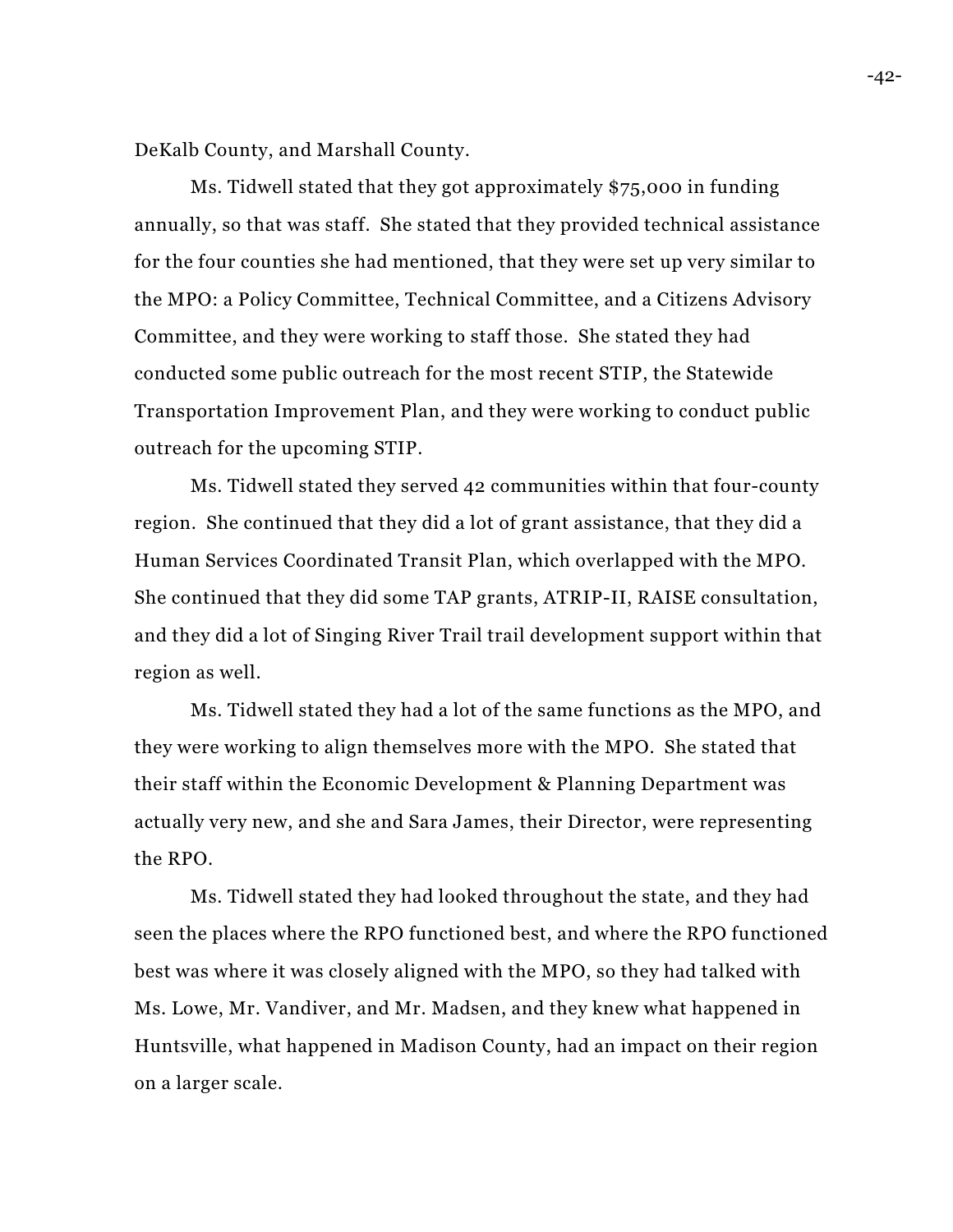DeKalb County, and Marshall County.

Ms. Tidwell stated that they got approximately $75,000 in funding annually, so that was staff. She stated that they provided technical assistance for the four counties she had mentioned, that they were set up very similar to the MPO: a Policy Committee, Technical Committee, and a Citizens Advisory Committee, and they were working to staff those. She stated they had conducted some public outreach for the most recent STIP, the Statewide Transportation Improvement Plan, and they were working to conduct public outreach for the upcoming STIP.

Ms. Tidwell stated they served 42 communities within that four-county region. She continued that they did a lot of grant assistance, that they did a Human Services Coordinated Transit Plan, which overlapped with the MPO. She continued that they did some TAP grants, ATRIP-II, RAISE consultation, and they did a lot of Singing River Trail trail development support within that region as well.

Ms. Tidwell stated they had a lot of the same functions as the MPO, and they were working to align themselves more with the MPO. She stated that their staff within the Economic Development & Planning Department was actually very new, and she and Sara James, their Director, were representing the RPO.

Ms. Tidwell stated they had looked throughout the state, and they had seen the places where the RPO functioned best, and where the RPO functioned best was where it was closely aligned with the MPO, so they had talked with Ms. Lowe, Mr. Vandiver, and Mr. Madsen, and they knew what happened in Huntsville, what happened in Madison County, had an impact on their region on a larger scale.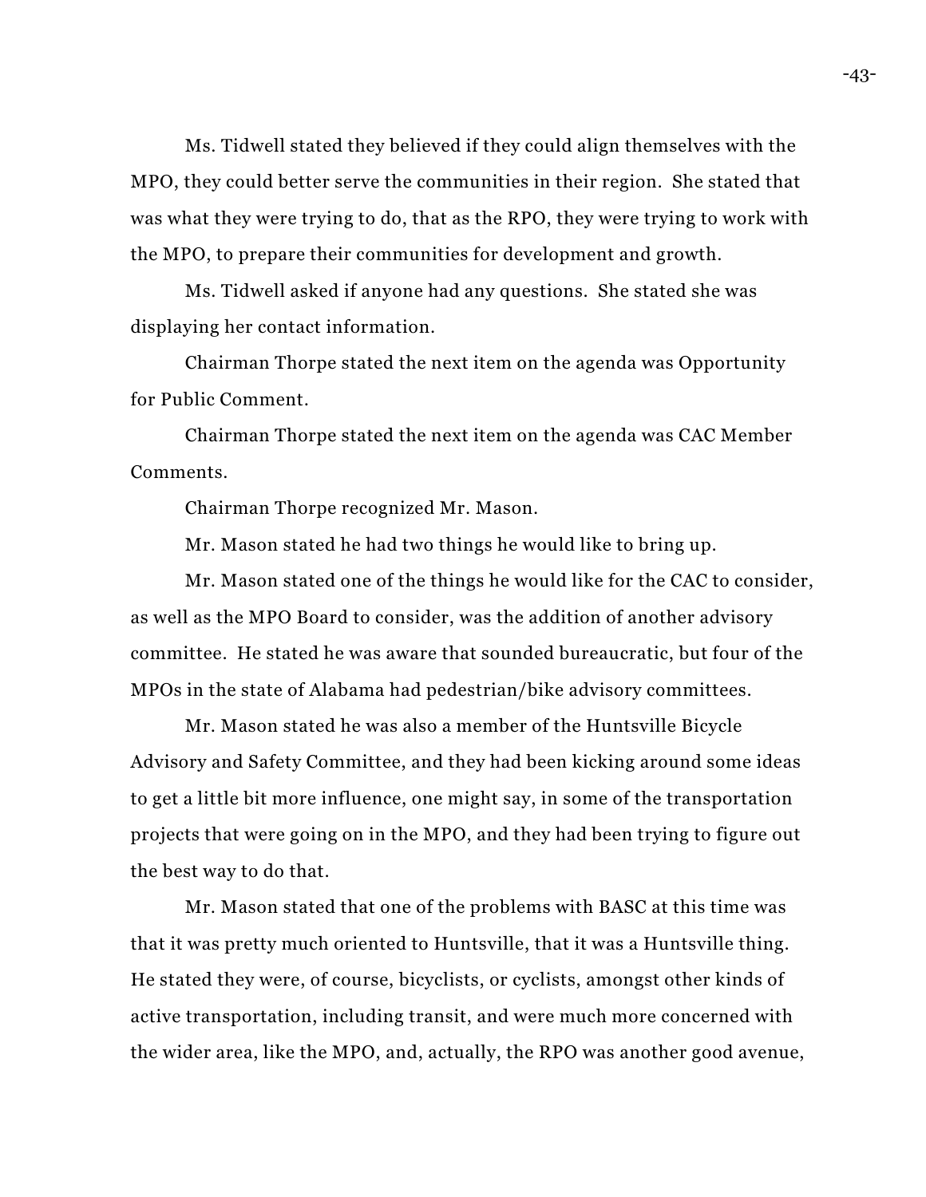Ms. Tidwell stated they believed if they could align themselves with the MPO, they could better serve the communities in their region. She stated that was what they were trying to do, that as the RPO, they were trying to work with the MPO, to prepare their communities for development and growth.

Ms. Tidwell asked if anyone had any questions. She stated she was displaying her contact information.

Chairman Thorpe stated the next item on the agenda was Opportunity for Public Comment.

Chairman Thorpe stated the next item on the agenda was CAC Member Comments.

Chairman Thorpe recognized Mr. Mason.

Mr. Mason stated he had two things he would like to bring up.

Mr. Mason stated one of the things he would like for the CAC to consider, as well as the MPO Board to consider, was the addition of another advisory committee. He stated he was aware that sounded bureaucratic, but four of the MPOs in the state of Alabama had pedestrian/bike advisory committees.

Mr. Mason stated he was also a member of the Huntsville Bicycle Advisory and Safety Committee, and they had been kicking around some ideas to get a little bit more influence, one might say, in some of the transportation projects that were going on in the MPO, and they had been trying to figure out the best way to do that.

Mr. Mason stated that one of the problems with BASC at this time was that it was pretty much oriented to Huntsville, that it was a Huntsville thing. He stated they were, of course, bicyclists, or cyclists, amongst other kinds of active transportation, including transit, and were much more concerned with the wider area, like the MPO, and, actually, the RPO was another good avenue,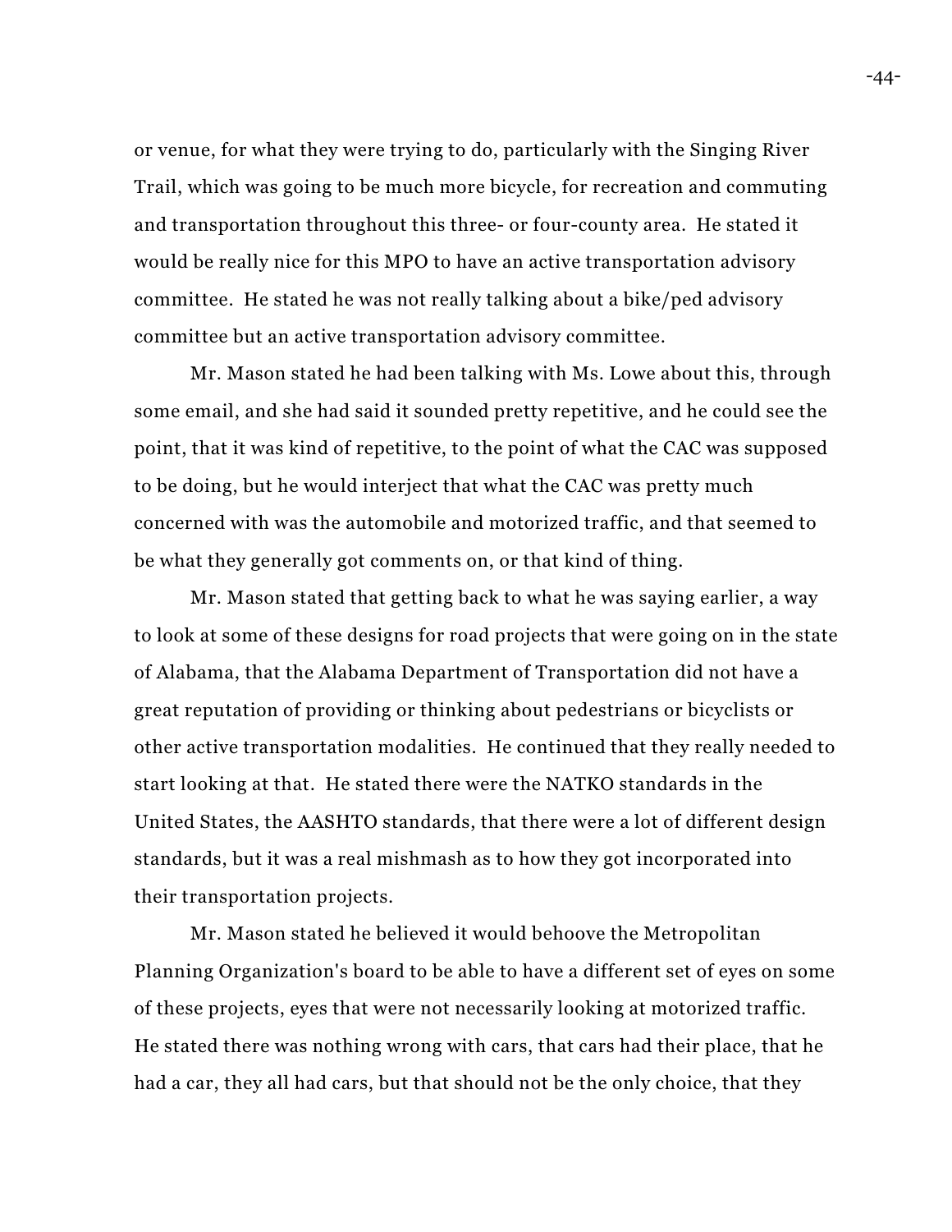or venue, for what they were trying to do, particularly with the Singing River Trail, which was going to be much more bicycle, for recreation and commuting and transportation throughout this three- or four-county area. He stated it would be really nice for this MPO to have an active transportation advisory committee. He stated he was not really talking about a bike/ped advisory committee but an active transportation advisory committee.

Mr. Mason stated he had been talking with Ms. Lowe about this, through some email, and she had said it sounded pretty repetitive, and he could see the point, that it was kind of repetitive, to the point of what the CAC was supposed to be doing, but he would interject that what the CAC was pretty much concerned with was the automobile and motorized traffic, and that seemed to be what they generally got comments on, or that kind of thing.

Mr. Mason stated that getting back to what he was saying earlier, a way to look at some of these designs for road projects that were going on in the state of Alabama, that the Alabama Department of Transportation did not have a great reputation of providing or thinking about pedestrians or bicyclists or other active transportation modalities. He continued that they really needed to start looking at that. He stated there were the NATKO standards in the United States, the AASHTO standards, that there were a lot of different design standards, but it was a real mishmash as to how they got incorporated into their transportation projects.

Mr. Mason stated he believed it would behoove the Metropolitan Planning Organization's board to be able to have a different set of eyes on some of these projects, eyes that were not necessarily looking at motorized traffic. He stated there was nothing wrong with cars, that cars had their place, that he had a car, they all had cars, but that should not be the only choice, that they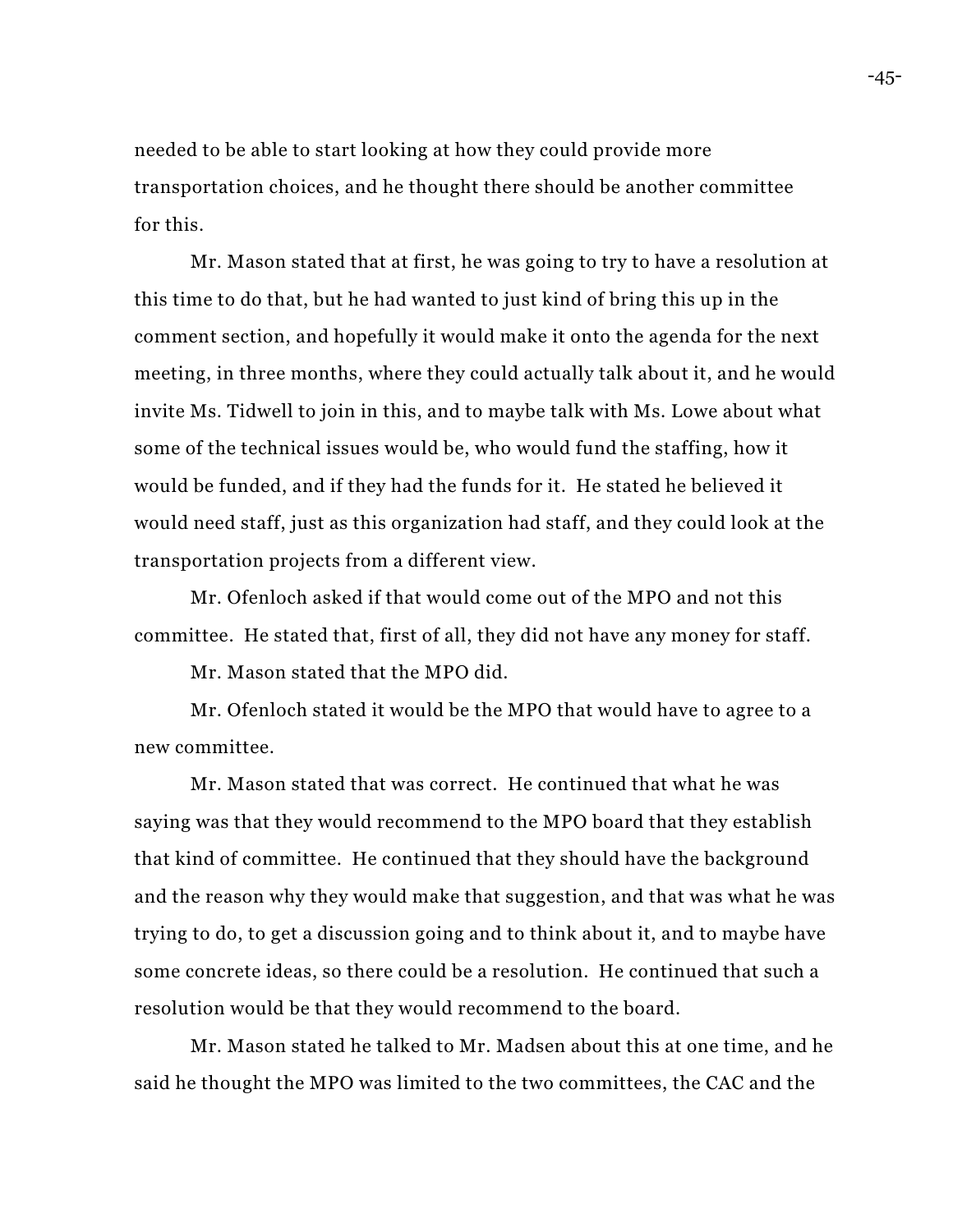needed to be able to start looking at how they could provide more transportation choices, and he thought there should be another committee for this.

Mr. Mason stated that at first, he was going to try to have a resolution at this time to do that, but he had wanted to just kind of bring this up in the comment section, and hopefully it would make it onto the agenda for the next meeting, in three months, where they could actually talk about it, and he would invite Ms. Tidwell to join in this, and to maybe talk with Ms. Lowe about what some of the technical issues would be, who would fund the staffing, how it would be funded, and if they had the funds for it. He stated he believed it would need staff, just as this organization had staff, and they could look at the transportation projects from a different view.

Mr. Ofenloch asked if that would come out of the MPO and not this committee. He stated that, first of all, they did not have any money for staff.

Mr. Mason stated that the MPO did.

Mr. Ofenloch stated it would be the MPO that would have to agree to a new committee.

Mr. Mason stated that was correct. He continued that what he was saying was that they would recommend to the MPO board that they establish that kind of committee. He continued that they should have the background and the reason why they would make that suggestion, and that was what he was trying to do, to get a discussion going and to think about it, and to maybe have some concrete ideas, so there could be a resolution. He continued that such a resolution would be that they would recommend to the board.

Mr. Mason stated he talked to Mr. Madsen about this at one time, and he said he thought the MPO was limited to the two committees, the CAC and the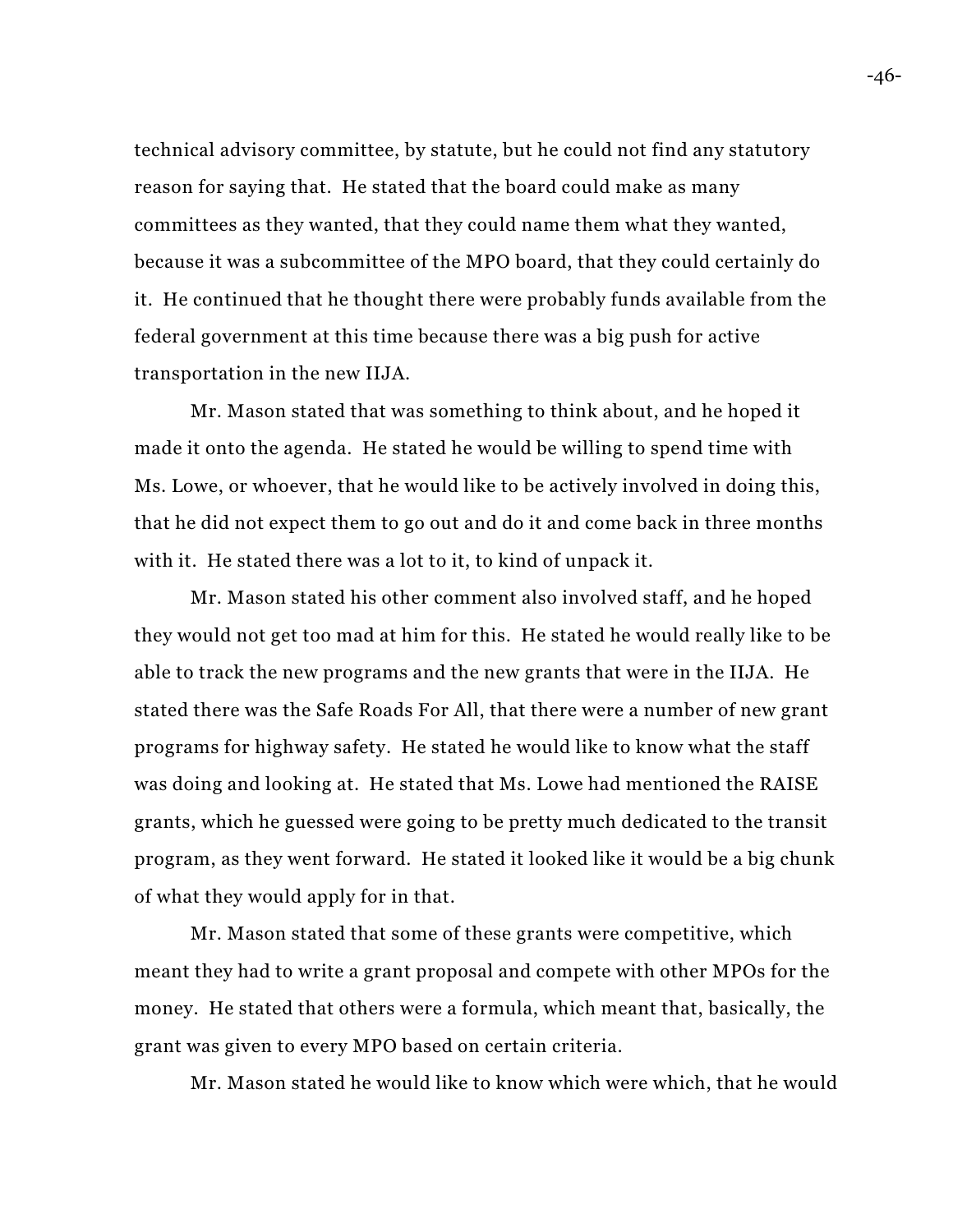technical advisory committee, by statute, but he could not find any statutory reason for saying that. He stated that the board could make as many committees as they wanted, that they could name them what they wanted, because it was a subcommittee of the MPO board, that they could certainly do it. He continued that he thought there were probably funds available from the federal government at this time because there was a big push for active transportation in the new IIJA.

Mr. Mason stated that was something to think about, and he hoped it made it onto the agenda. He stated he would be willing to spend time with Ms. Lowe, or whoever, that he would like to be actively involved in doing this, that he did not expect them to go out and do it and come back in three months with it. He stated there was a lot to it, to kind of unpack it.

Mr. Mason stated his other comment also involved staff, and he hoped they would not get too mad at him for this. He stated he would really like to be able to track the new programs and the new grants that were in the IIJA. He stated there was the Safe Roads For All, that there were a number of new grant programs for highway safety. He stated he would like to know what the staff was doing and looking at. He stated that Ms. Lowe had mentioned the RAISE grants, which he guessed were going to be pretty much dedicated to the transit program, as they went forward. He stated it looked like it would be a big chunk of what they would apply for in that.

Mr. Mason stated that some of these grants were competitive, which meant they had to write a grant proposal and compete with other MPOs for the money. He stated that others were a formula, which meant that, basically, the grant was given to every MPO based on certain criteria.

Mr. Mason stated he would like to know which were which, that he would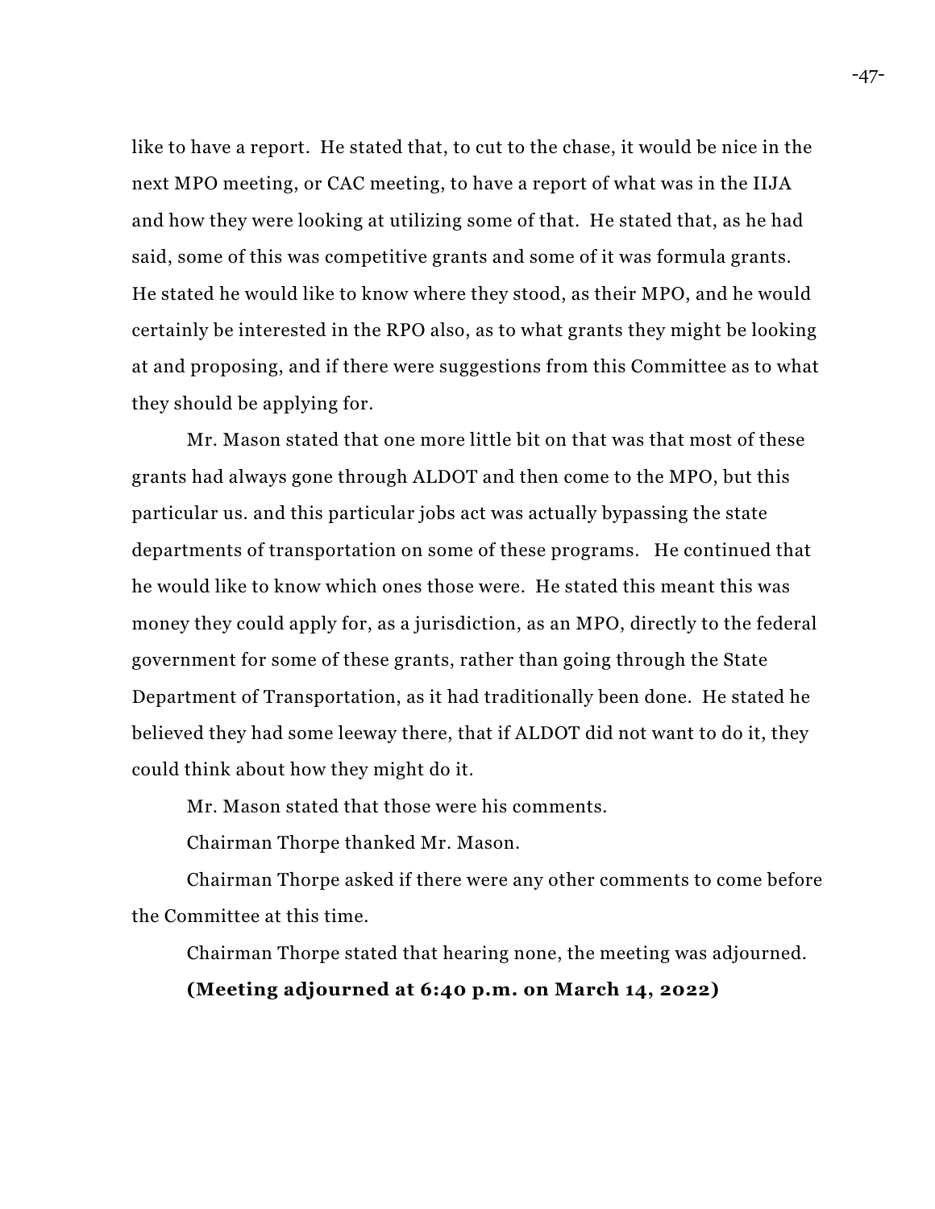like to have a report. He stated that, to cut to the chase, it would be nice in the next MPO meeting, or CAC meeting, to have a report of what was in the IIJA and how they were looking at utilizing some of that. He stated that, as he had said, some of this was competitive grants and some of it was formula grants. He stated he would like to know where they stood, as their MPO, and he would certainly be interested in the RPO also, as to what grants they might be looking at and proposing, and if there were suggestions from this Committee as to what they should be applying for.

Mr. Mason stated that one more little bit on that was that most of these grants had always gone through ALDOT and then come to the MPO, but this particular us. and this particular jobs act was actually bypassing the state departments of transportation on some of these programs. He continued that he would like to know which ones those were. He stated this meant this was money they could apply for, as a jurisdiction, as an MPO, directly to the federal government for some of these grants, rather than going through the State Department of Transportation, as it had traditionally been done. He stated he believed they had some leeway there, that if ALDOT did not want to do it, they could think about how they might do it.

Mr. Mason stated that those were his comments.

Chairman Thorpe thanked Mr. Mason.

Chairman Thorpe asked if there were any other comments to come before the Committee at this time.

Chairman Thorpe stated that hearing none, the meeting was adjourned.

**(Meeting adjourned at 6:40 p.m. on March 14, 2022)**